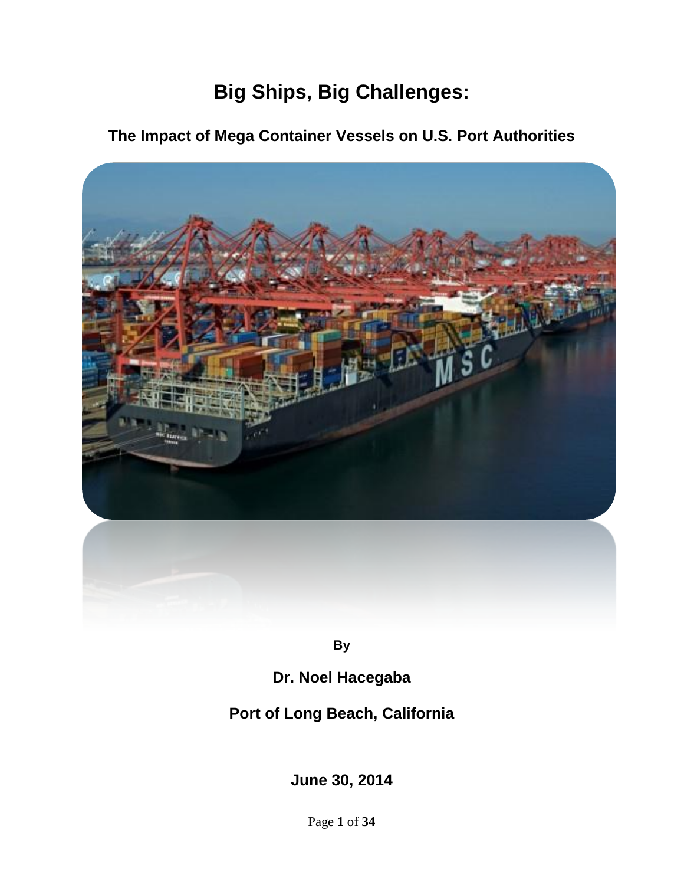# Big Ships, Big Challenges:

## The Impact of Mega Container Vessels on U.S. Port Authorities

**By**

**Dr. Noel Hacegaba**

**Port of Long Beach, California**

**June 30, 2014**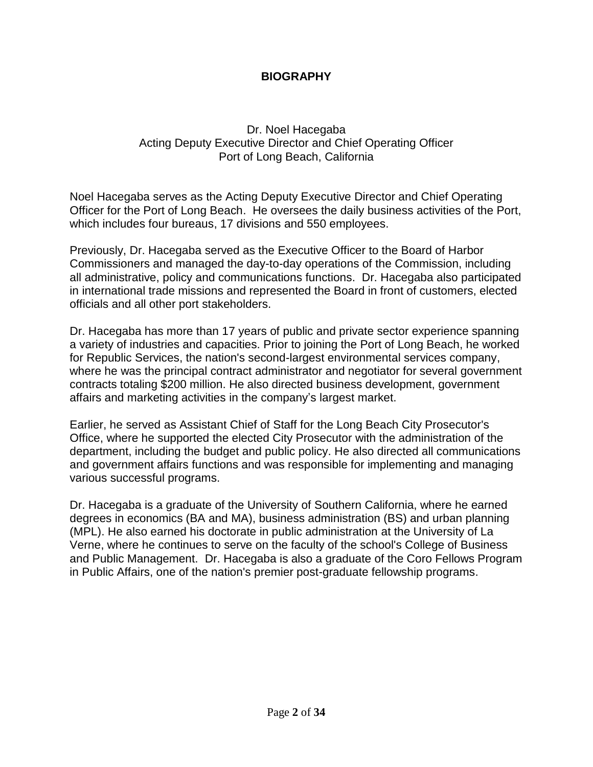# BIOGRAPHY

Dr. Noel Hacegaba
Acting Deputy Executive Director and Chief Operating Officer
Port of Long Beach, California

Noel Hacegaba serves as the Acting Deputy Executive Director and Chief Operating Officer for the Port of Long Beach. He oversees the daily business activities of the Port, which includes four bureaus, 17 divisions and 550 employees.

Previously, Dr. Hacegaba served as the Executive Officer to the Board of Harbor Commissioners and managed the day-to-day operations of the Commission, including all administrative, policy and communications functions. Dr. Hacegaba also participated in international trade missions and represented the Board in front of customers, elected officials and all other port stakeholders.

Dr. Hacegaba has more than 17 years of public and private sector experience spanning a variety of industries and capacities. Prior to joining the Port of Long Beach, he worked for Republic Services, the nation's second-largest environmental services company, where he was the principal contract administrator and negotiator for several government contracts totaling $200 million. He also directed business development, government affairs and marketing activities in the company's largest market.

Earlier, he served as Assistant Chief of Staff for the Long Beach City Prosecutor's Office, where he supported the elected City Prosecutor with the administration of the department, including the budget and public policy. He also directed all communications and government affairs functions and was responsible for implementing and managing various successful programs.

Dr. Hacegaba is a graduate of the University of Southern California, where he earned degrees in economics (BA and MA), business administration (BS) and urban planning (MPL). He also earned his doctorate in public administration at the University of La Verne, where he continues to serve on the faculty of the school's College of Business and Public Management. Dr. Hacegaba is also a graduate of the Coro Fellows Program in Public Affairs, one of the nation's premier post-graduate fellowship programs.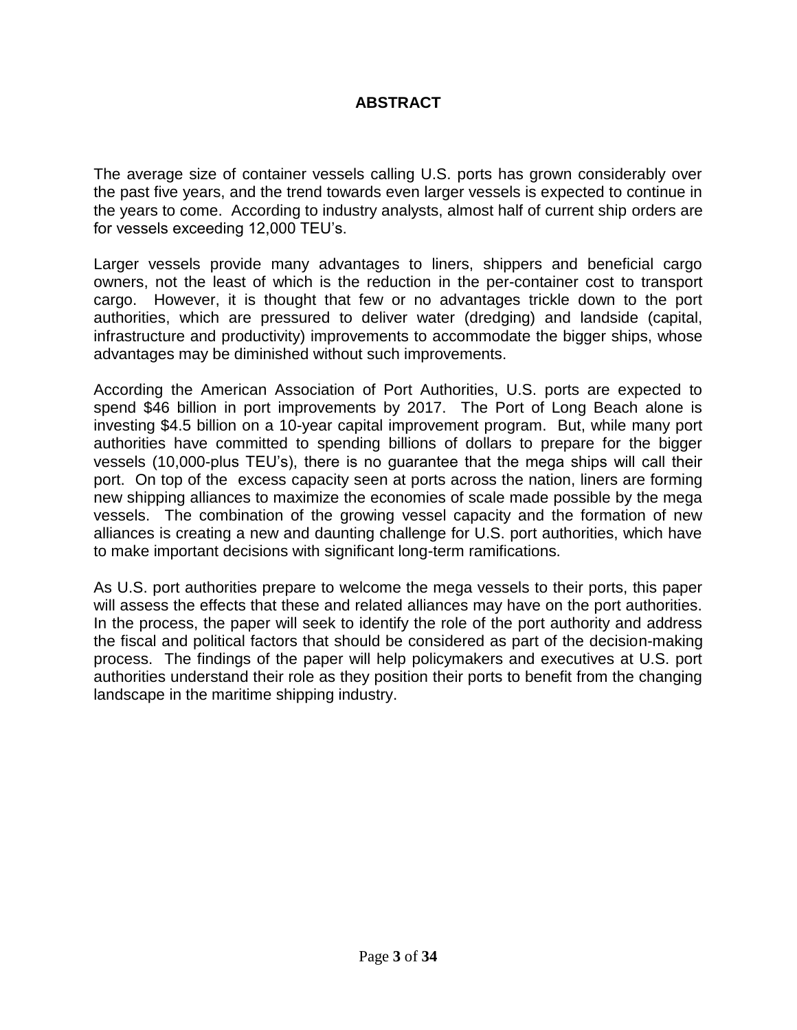# ABSTRACT

The average size of container vessels calling U.S. ports has grown considerably over the past five years, and the trend towards even larger vessels is expected to continue in the years to come. According to industry analysts, almost half of current ship orders are for vessels exceeding 12,000 TEU's.

Larger vessels provide many advantages to liners, shippers and beneficial cargo owners, not the least of which is the reduction in the per-container cost to transport cargo. However, it is thought that few or no advantages trickle down to the port authorities, which are pressured to deliver water (dredging) and landside (capital, infrastructure and productivity) improvements to accommodate the bigger ships, whose advantages may be diminished without such improvements.

According the American Association of Port Authorities, U.S. ports are expected to spend $46 billion in port improvements by 2017. The Port of Long Beach alone is investing $4.5 billion on a 10-year capital improvement program. But, while many port authorities have committed to spending billions of dollars to prepare for the bigger vessels (10,000-plus TEU's), there is no guarantee that the mega ships will call their port. On top of the excess capacity seen at ports across the nation, liners are forming new shipping alliances to maximize the economies of scale made possible by the mega vessels. The combination of the growing vessel capacity and the formation of new alliances is creating a new and daunting challenge for U.S. port authorities, which have to make important decisions with significant long-term ramifications.

As U.S. port authorities prepare to welcome the mega vessels to their ports, this paper will assess the effects that these and related alliances may have on the port authorities. In the process, the paper will seek to identify the role of the port authority and address the fiscal and political factors that should be considered as part of the decision-making process. The findings of the paper will help policymakers and executives at U.S. port authorities understand their role as they position their ports to benefit from the changing landscape in the maritime shipping industry.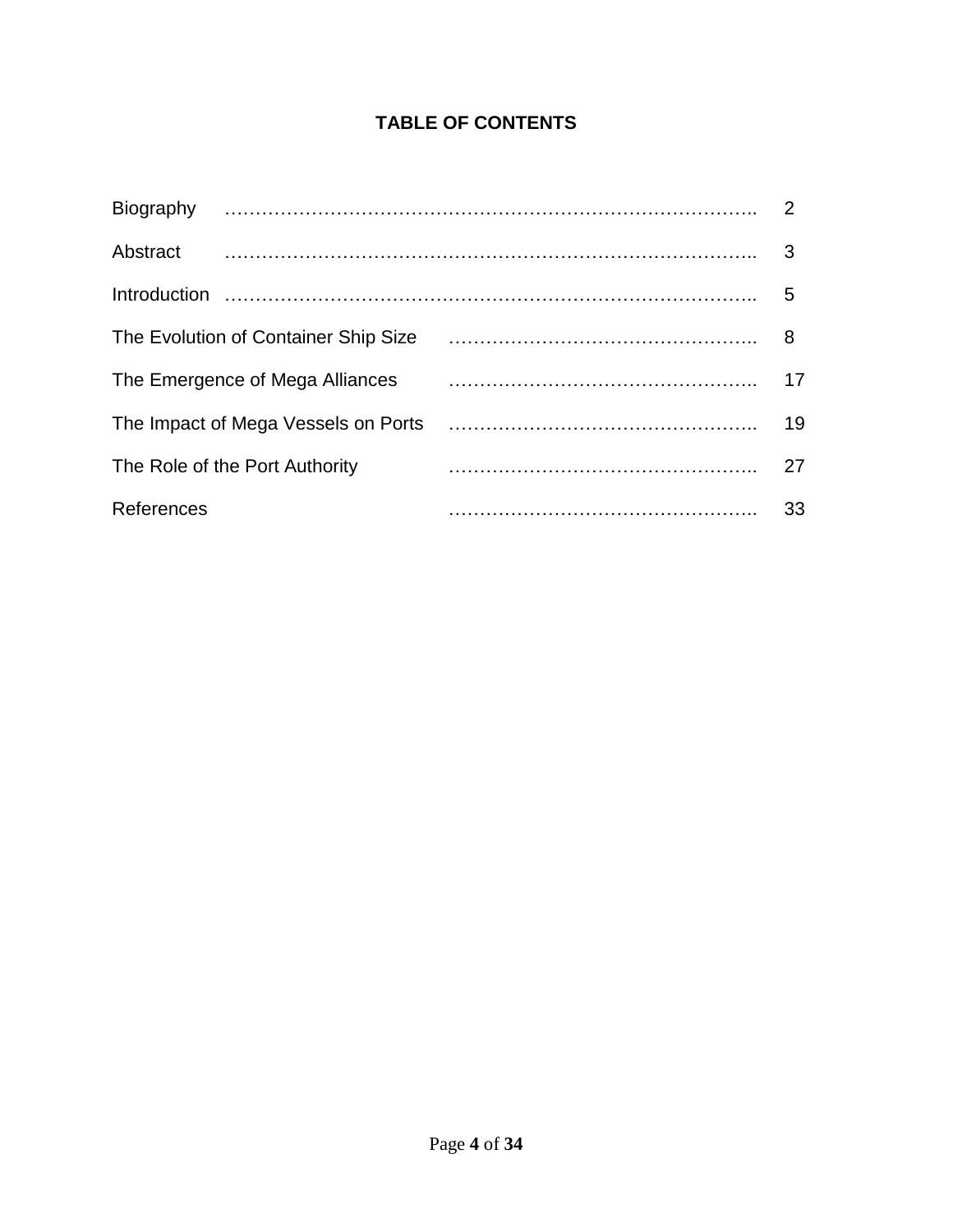# TABLE OF CONTENTS

| | |
|---|---|
| Biography | 2 |
| Abstract | 3 |
| Introduction | 5 |
| The Evolution of Container Ship Size | 8 |
| The Emergence of Mega Alliances | 17 |
| The Impact of Mega Vessels on Ports | 19 |
| The Role of the Port Authority | 27 |
| References | 33 |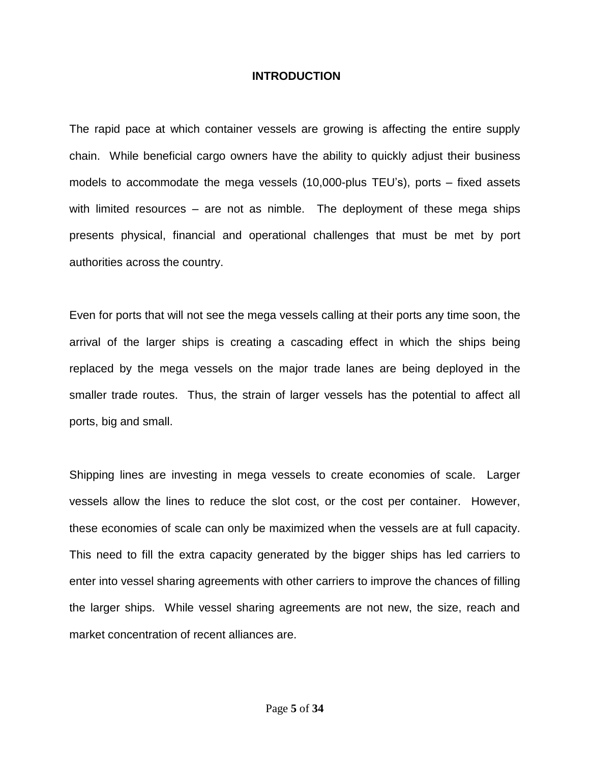# INTRODUCTION

The rapid pace at which container vessels are growing is affecting the entire supply chain. While beneficial cargo owners have the ability to quickly adjust their business models to accommodate the mega vessels (10,000-plus TEU's), ports – fixed assets with limited resources – are not as nimble. The deployment of these mega ships presents physical, financial and operational challenges that must be met by port authorities across the country.

Even for ports that will not see the mega vessels calling at their ports any time soon, the arrival of the larger ships is creating a cascading effect in which the ships being replaced by the mega vessels on the major trade lanes are being deployed in the smaller trade routes. Thus, the strain of larger vessels has the potential to affect all ports, big and small.

Shipping lines are investing in mega vessels to create economies of scale. Larger vessels allow the lines to reduce the slot cost, or the cost per container. However, these economies of scale can only be maximized when the vessels are at full capacity. This need to fill the extra capacity generated by the bigger ships has led carriers to enter into vessel sharing agreements with other carriers to improve the chances of filling the larger ships. While vessel sharing agreements are not new, the size, reach and market concentration of recent alliances are.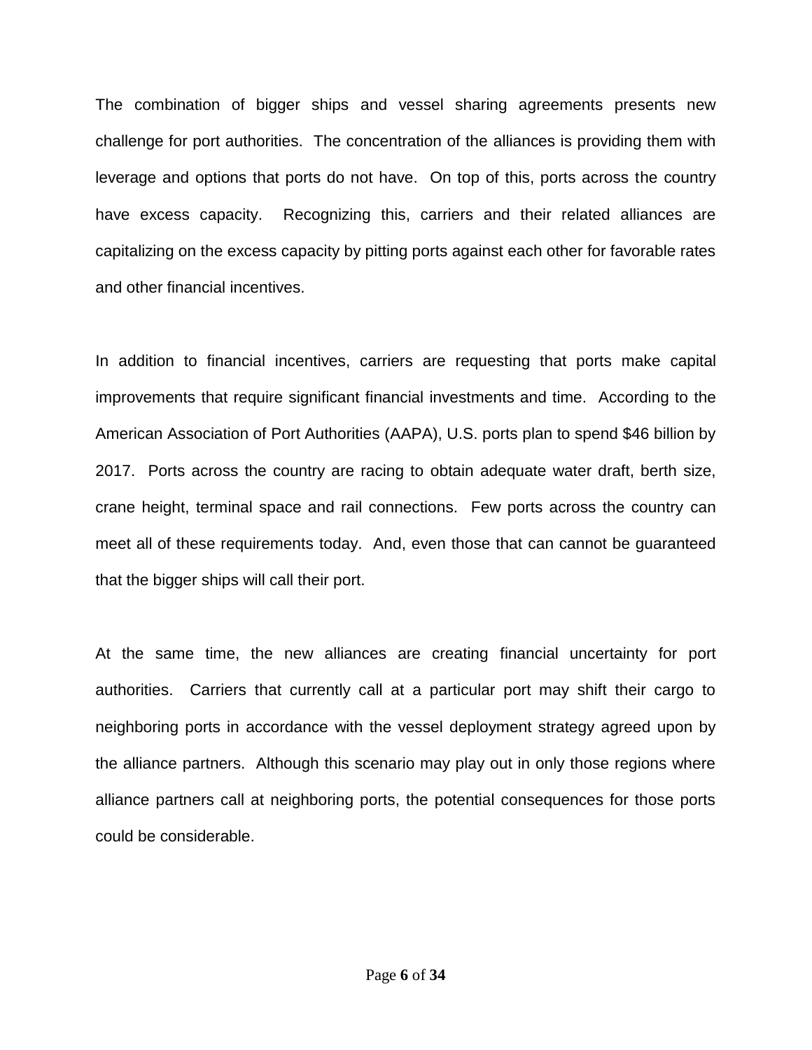The combination of bigger ships and vessel sharing agreements presents new challenge for port authorities. The concentration of the alliances is providing them with leverage and options that ports do not have. On top of this, ports across the country have excess capacity. Recognizing this, carriers and their related alliances are capitalizing on the excess capacity by pitting ports against each other for favorable rates and other financial incentives.

In addition to financial incentives, carriers are requesting that ports make capital improvements that require significant financial investments and time. According to the American Association of Port Authorities (AAPA), U.S. ports plan to spend $46 billion by 2017. Ports across the country are racing to obtain adequate water draft, berth size, crane height, terminal space and rail connections. Few ports across the country can meet all of these requirements today. And, even those that can cannot be guaranteed that the bigger ships will call their port.

At the same time, the new alliances are creating financial uncertainty for port authorities. Carriers that currently call at a particular port may shift their cargo to neighboring ports in accordance with the vessel deployment strategy agreed upon by the alliance partners. Although this scenario may play out in only those regions where alliance partners call at neighboring ports, the potential consequences for those ports could be considerable.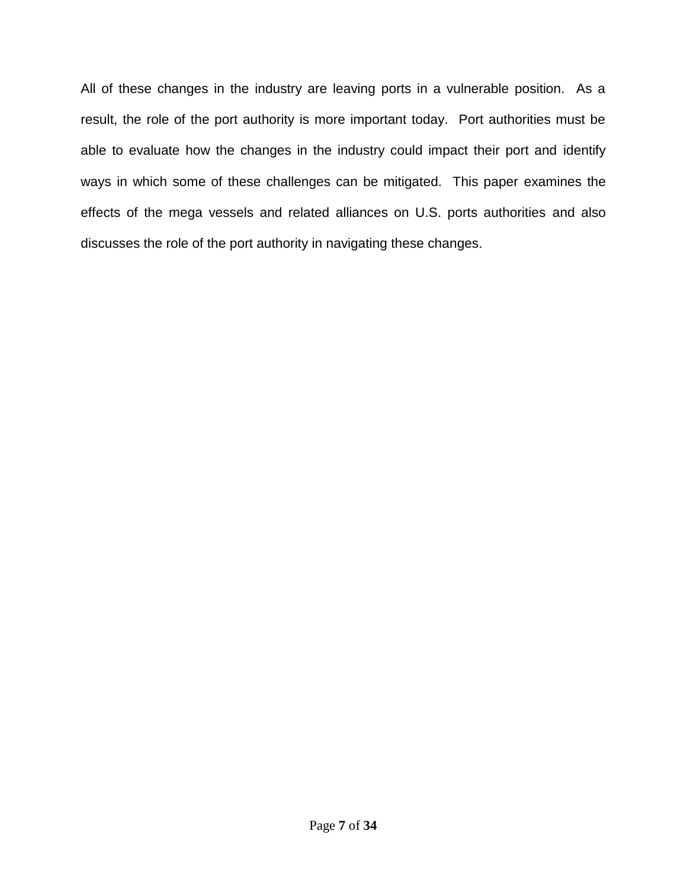All of these changes in the industry are leaving ports in a vulnerable position. As a result, the role of the port authority is more important today. Port authorities must be able to evaluate how the changes in the industry could impact their port and identify ways in which some of these challenges can be mitigated. This paper examines the effects of the mega vessels and related alliances on U.S. ports authorities and also discusses the role of the port authority in navigating these changes.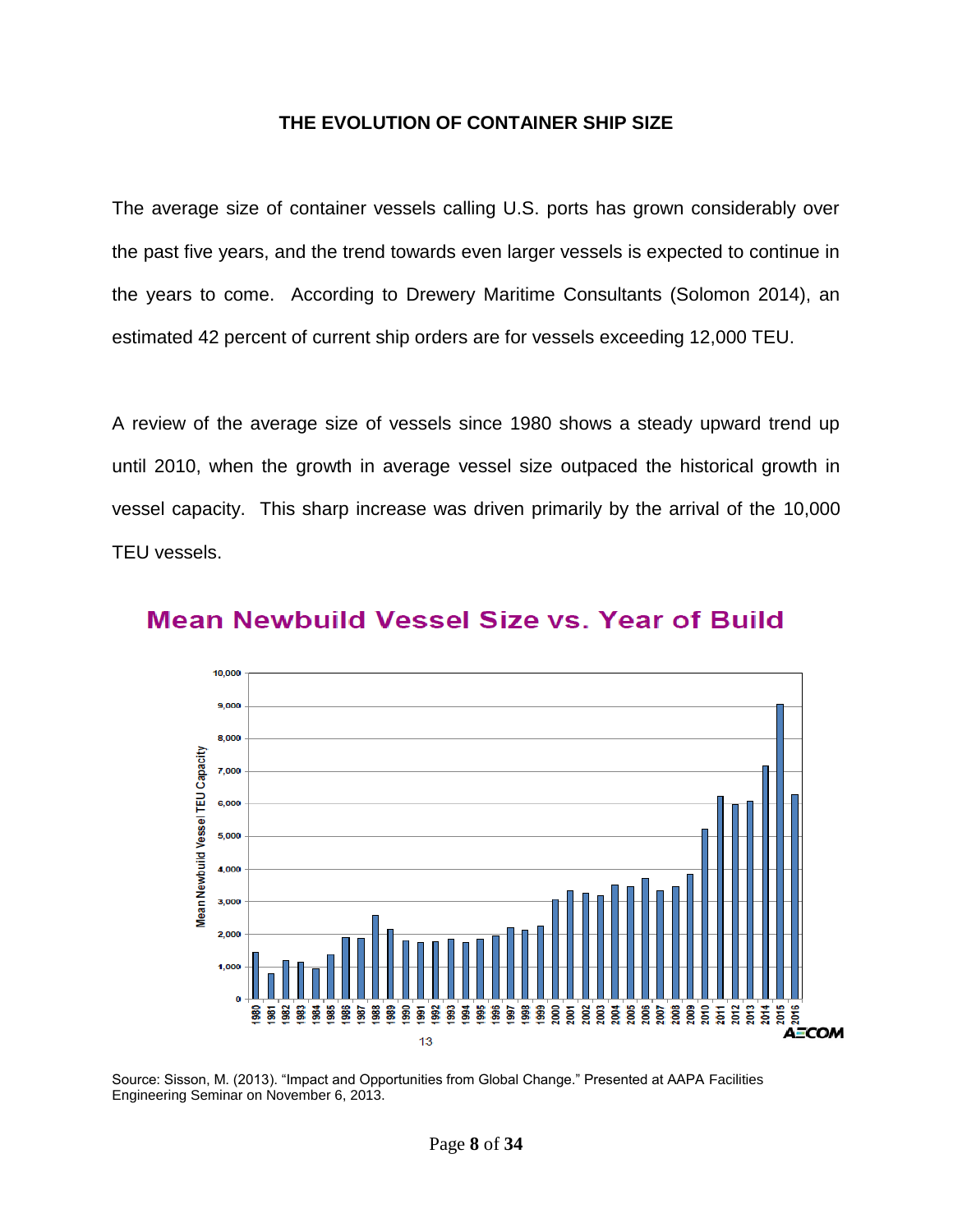## THE EVOLUTION OF CONTAINER SHIP SIZE

The average size of container vessels calling U.S. ports has grown considerably over the past five years, and the trend towards even larger vessels is expected to continue in the years to come. According to Drewery Maritime Consultants (Solomon 2014), an estimated 42 percent of current ship orders are for vessels exceeding 12,000 TEU.

A review of the average size of vessels since 1980 shows a steady upward trend up until 2010, when the growth in average vessel size outpaced the historical growth in vessel capacity. This sharp increase was driven primarily by the arrival of the 10,000 TEU vessels.

Source: Sisson, M. (2013). "Impact and Opportunities from Global Change." Presented at AAPA Facilities Engineering Seminar on November 6, 2013.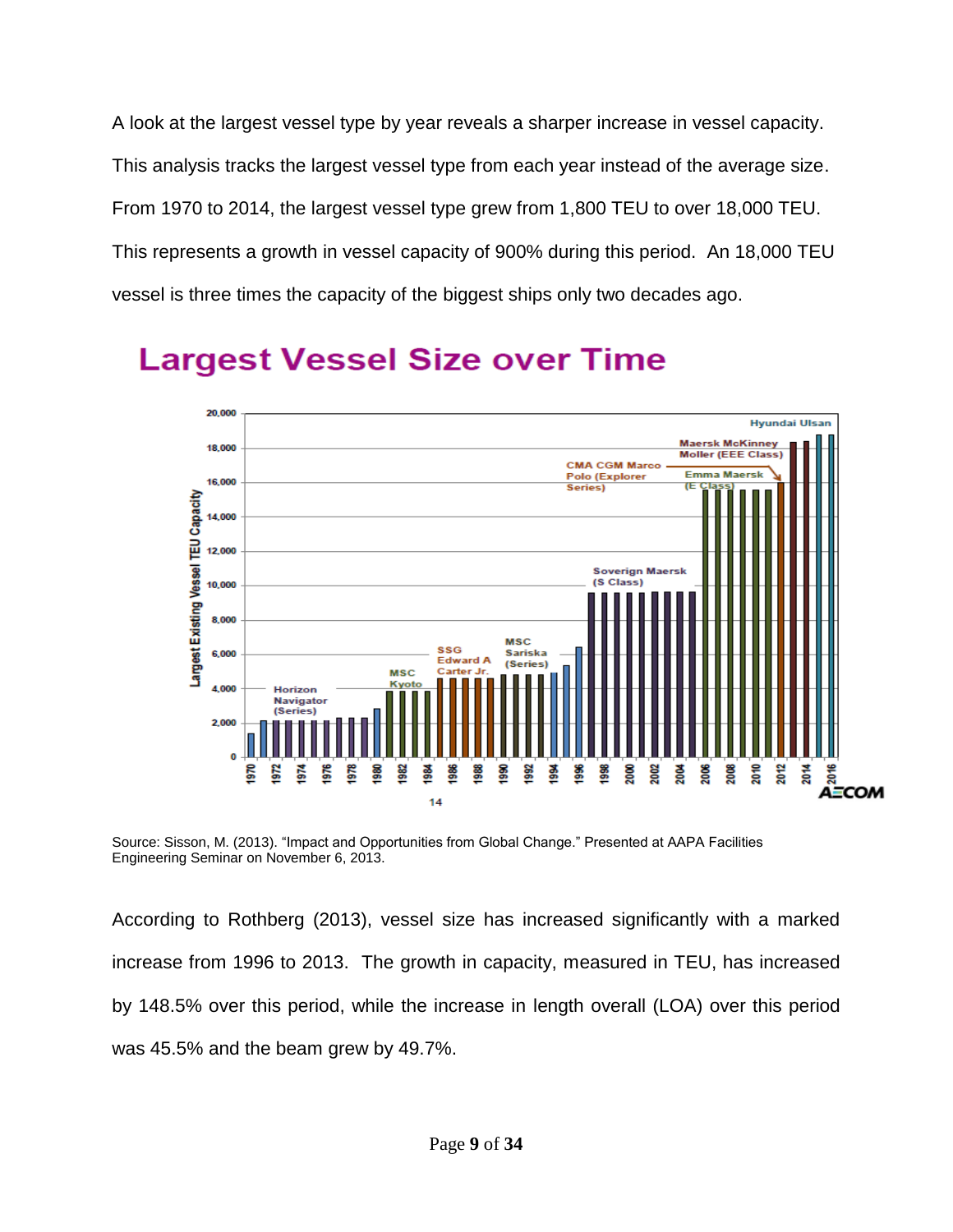A look at the largest vessel type by year reveals a sharper increase in vessel capacity. This analysis tracks the largest vessel type from each year instead of the average size. From 1970 to 2014, the largest vessel type grew from 1,800 TEU to over 18,000 TEU. This represents a growth in vessel capacity of 900% during this period. An 18,000 TEU vessel is three times the capacity of the biggest ships only two decades ago.

Source: Sisson, M. (2013). "Impact and Opportunities from Global Change." Presented at AAPA Facilities Engineering Seminar on November 6, 2013.

According to Rothberg (2013), vessel size has increased significantly with a marked increase from 1996 to 2013. The growth in capacity, measured in TEU, has increased by 148.5% over this period, while the increase in length overall (LOA) over this period was 45.5% and the beam grew by 49.7%.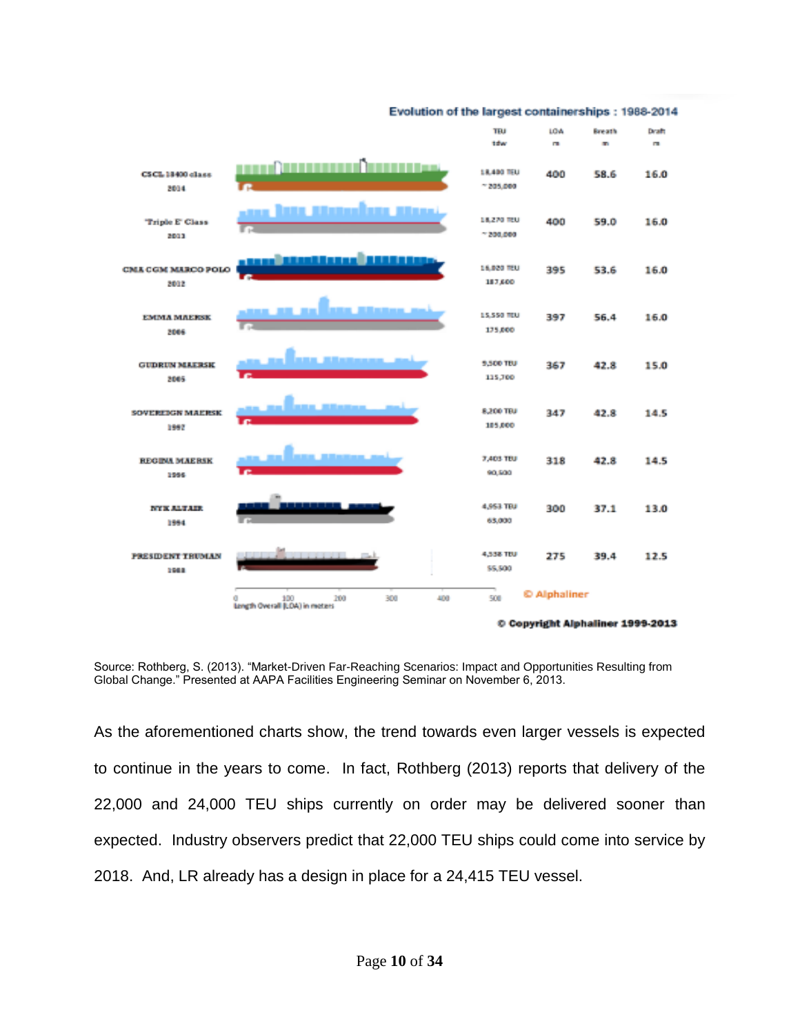**Evolution of the largest containerships : 1988-2014**

| Ship | Year | TEU | tdw | LOA (m) | Breath (m) | Draft (m) |
|---|---|---|---|---|---|---|
| CSCL 18400 class | 2014 | 18,400 TEU | ~205,000 | 400 | 58.6 | 16.0 |
| 'Triple E' Class | 2013 | 18,270 TEU | ~200,000 | 400 | 59.0 | 16.0 |
| CMA CGM MARCO POLO | 2012 | 16,020 TEU | 187,600 | 395 | 53.6 | 16.0 |
| EMMA MAERSK | 2006 | 15,550 TEU | 175,000 | 397 | 56.4 | 16.0 |
| GUDRUN MAERSK | 2005 | 9,500 TEU | 115,700 | 367 | 42.8 | 15.0 |
| SOVEREIGN MAERSK | 1997 | 8,200 TEU | 105,000 | 347 | 42.8 | 14.5 |
| REGINA MAERSK | 1996 | 7,403 TEU | 90,500 | 318 | 42.8 | 14.5 |
| NYK ALTAIR | 1994 | 4,953 TEU | 65,000 | 300 | 37.1 | 13.0 |
| PRESIDENT TRUMAN | 1988 | 4,338 TEU | 55,500 | 275 | 39.4 | 12.5 |

Length Overall (LOA) in meters

© Alphaliner

© Copyright Alphaliner 1999-2013

Source: Rothberg, S. (2013). "Market-Driven Far-Reaching Scenarios: Impact and Opportunities Resulting from Global Change." Presented at AAPA Facilities Engineering Seminar on November 6, 2013.

As the aforementioned charts show, the trend towards even larger vessels is expected to continue in the years to come. In fact, Rothberg (2013) reports that delivery of the 22,000 and 24,000 TEU ships currently on order may be delivered sooner than expected. Industry observers predict that 22,000 TEU ships could come into service by 2018. And, LR already has a design in place for a 24,415 TEU vessel.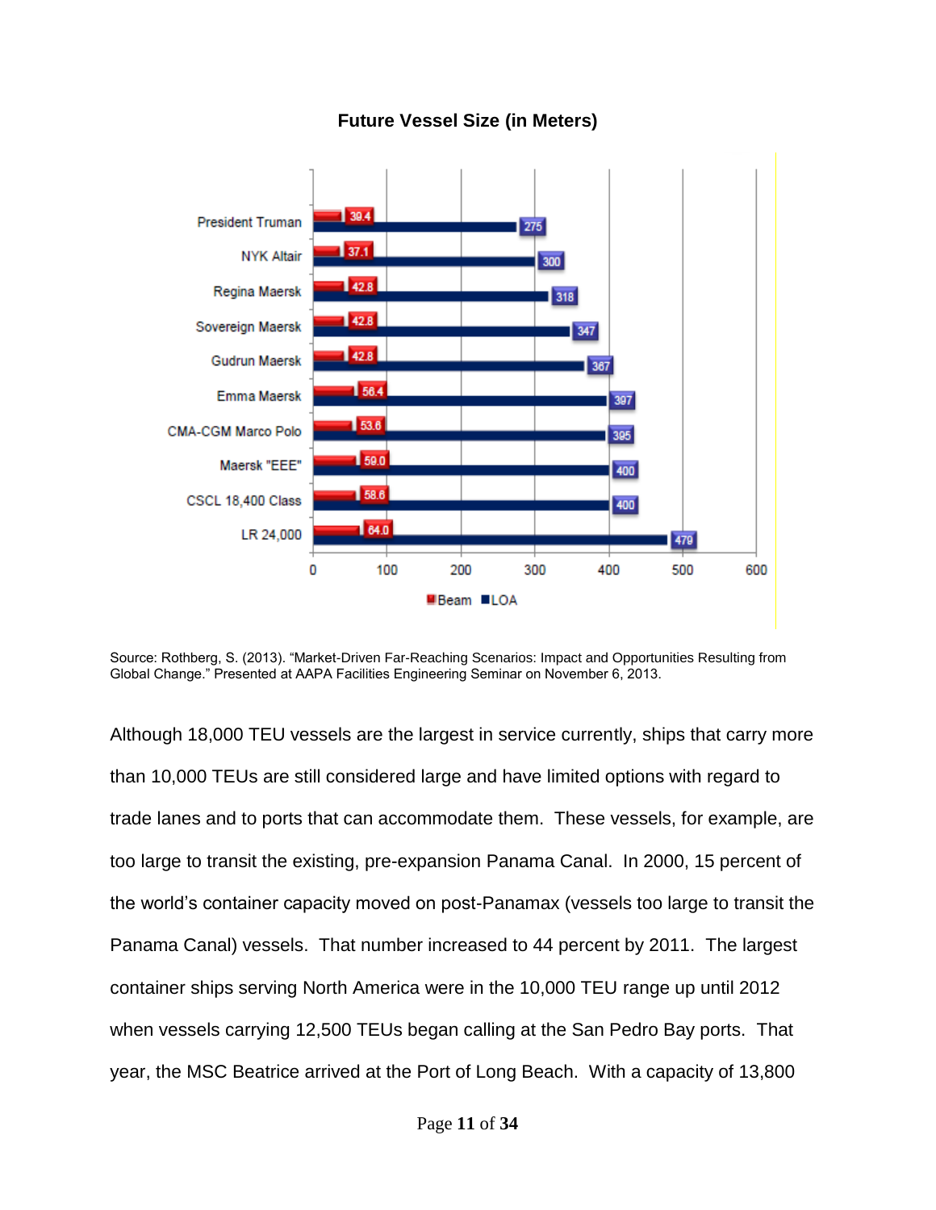**Future Vessel Size (in Meters)**

| Vessel | Beam | LOA |
|---|---|---|
| President Truman | 39.4 | 275 |
| NYK Altair | 37.1 | 300 |
| Regina Maersk | 42.8 | 318 |
| Sovereign Maersk | 42.8 | 347 |
| Gudrun Maersk | 42.8 | 367 |
| Emma Maersk | 56.4 | 397 |
| CMA-CGM Marco Polo | 53.6 | 395 |
| Maersk "EEE" | 59.0 | 400 |
| CSCL 18,400 Class | 58.6 | 400 |
| LR 24,000 | 64.0 | 479 |

Source: Rothberg, S. (2013). "Market-Driven Far-Reaching Scenarios: Impact and Opportunities Resulting from Global Change." Presented at AAPA Facilities Engineering Seminar on November 6, 2013.

Although 18,000 TEU vessels are the largest in service currently, ships that carry more than 10,000 TEUs are still considered large and have limited options with regard to trade lanes and to ports that can accommodate them. These vessels, for example, are too large to transit the existing, pre-expansion Panama Canal. In 2000, 15 percent of the world's container capacity moved on post-Panamax (vessels too large to transit the Panama Canal) vessels. That number increased to 44 percent by 2011. The largest container ships serving North America were in the 10,000 TEU range up until 2012 when vessels carrying 12,500 TEUs began calling at the San Pedro Bay ports. That year, the MSC Beatrice arrived at the Port of Long Beach. With a capacity of 13,800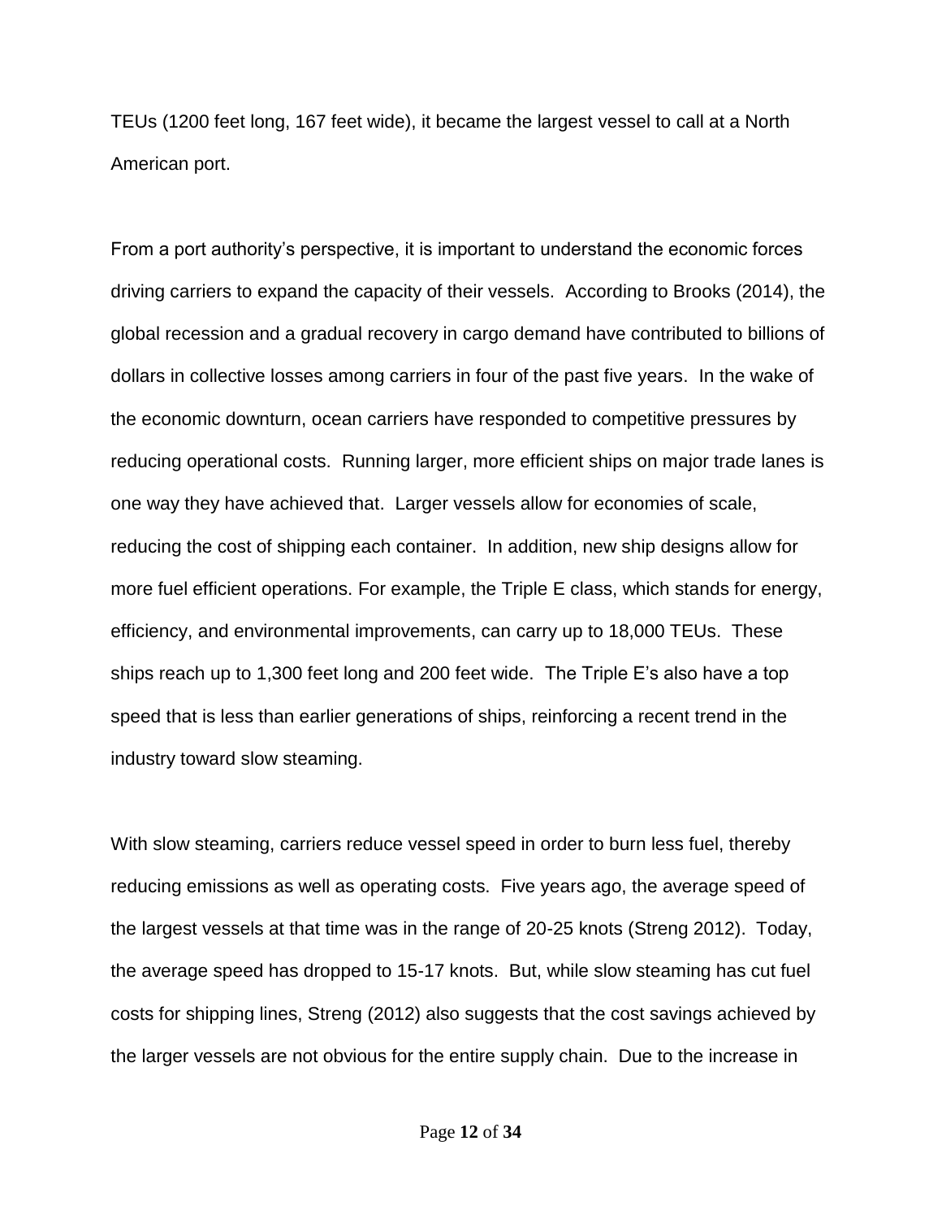TEUs (1200 feet long, 167 feet wide), it became the largest vessel to call at a North American port.

From a port authority's perspective, it is important to understand the economic forces driving carriers to expand the capacity of their vessels. According to Brooks (2014), the global recession and a gradual recovery in cargo demand have contributed to billions of dollars in collective losses among carriers in four of the past five years. In the wake of the economic downturn, ocean carriers have responded to competitive pressures by reducing operational costs. Running larger, more efficient ships on major trade lanes is one way they have achieved that. Larger vessels allow for economies of scale, reducing the cost of shipping each container. In addition, new ship designs allow for more fuel efficient operations. For example, the Triple E class, which stands for energy, efficiency, and environmental improvements, can carry up to 18,000 TEUs. These ships reach up to 1,300 feet long and 200 feet wide. The Triple E's also have a top speed that is less than earlier generations of ships, reinforcing a recent trend in the industry toward slow steaming.

With slow steaming, carriers reduce vessel speed in order to burn less fuel, thereby reducing emissions as well as operating costs. Five years ago, the average speed of the largest vessels at that time was in the range of 20-25 knots (Streng 2012). Today, the average speed has dropped to 15-17 knots. But, while slow steaming has cut fuel costs for shipping lines, Streng (2012) also suggests that the cost savings achieved by the larger vessels are not obvious for the entire supply chain. Due to the increase in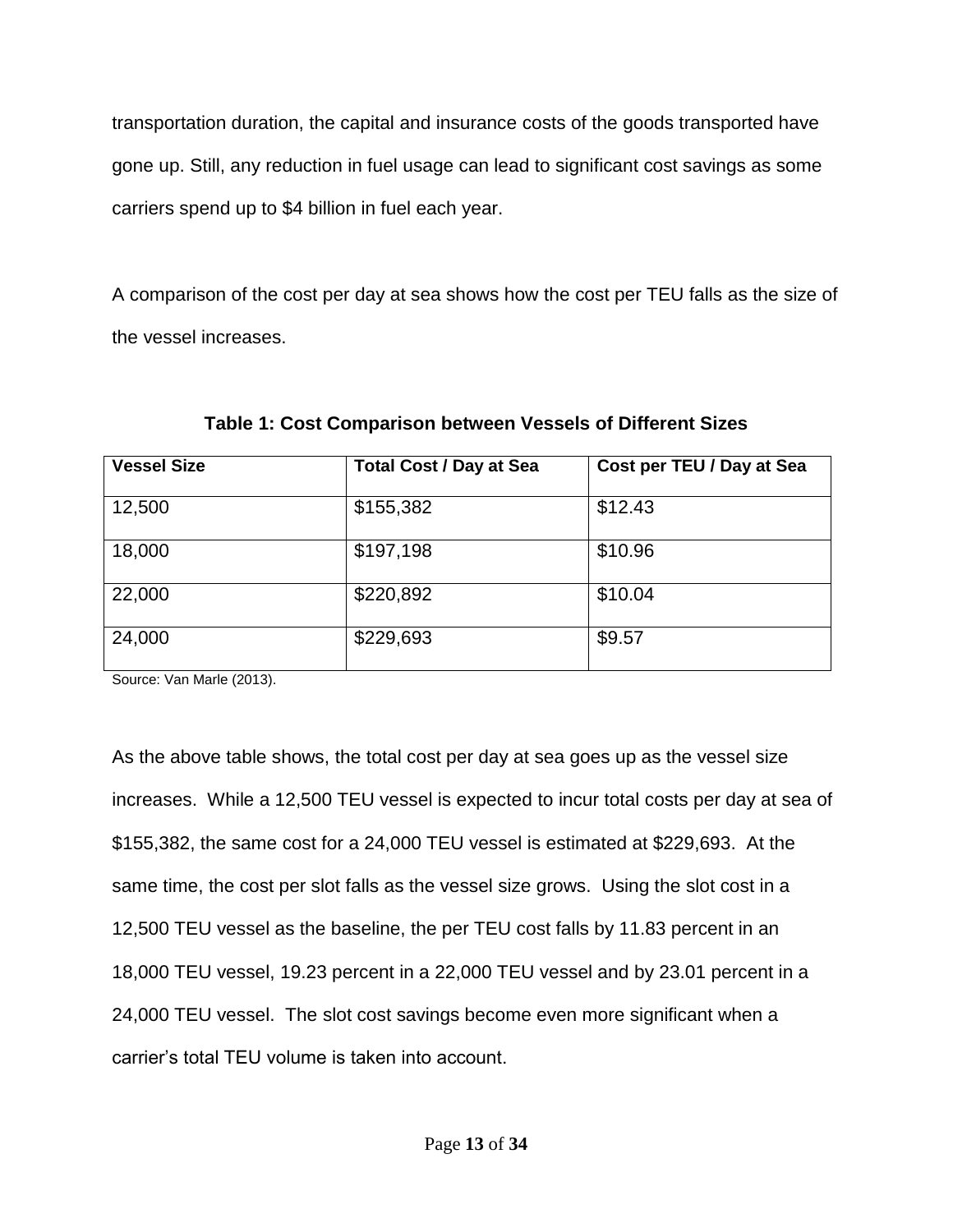transportation duration, the capital and insurance costs of the goods transported have gone up. Still, any reduction in fuel usage can lead to significant cost savings as some carriers spend up to $4 billion in fuel each year.

A comparison of the cost per day at sea shows how the cost per TEU falls as the size of the vessel increases.

**Table 1: Cost Comparison between Vessels of Different Sizes**

| **Vessel Size** | **Total Cost / Day at Sea** | **Cost per TEU / Day at Sea** |
|---|---|---|
| 12,500 | $155,382 | $12.43 |
| 18,000 | $197,198 | $10.96 |
| 22,000 | $220,892 | $10.04 |
| 24,000 | $229,693 | $9.57 |

Source: Van Marle (2013).

As the above table shows, the total cost per day at sea goes up as the vessel size increases. While a 12,500 TEU vessel is expected to incur total costs per day at sea of $155,382, the same cost for a 24,000 TEU vessel is estimated at $229,693. At the same time, the cost per slot falls as the vessel size grows. Using the slot cost in a 12,500 TEU vessel as the baseline, the per TEU cost falls by 11.83 percent in an 18,000 TEU vessel, 19.23 percent in a 22,000 TEU vessel and by 23.01 percent in a 24,000 TEU vessel. The slot cost savings become even more significant when a carrier's total TEU volume is taken into account.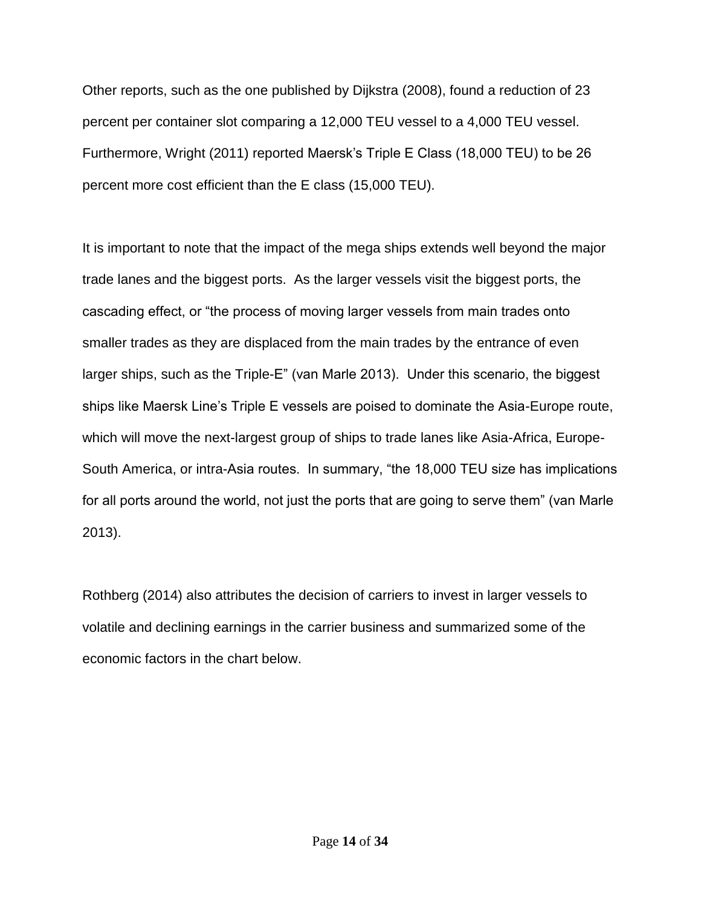Other reports, such as the one published by Dijkstra (2008), found a reduction of 23 percent per container slot comparing a 12,000 TEU vessel to a 4,000 TEU vessel. Furthermore, Wright (2011) reported Maersk's Triple E Class (18,000 TEU) to be 26 percent more cost efficient than the E class (15,000 TEU).

It is important to note that the impact of the mega ships extends well beyond the major trade lanes and the biggest ports. As the larger vessels visit the biggest ports, the cascading effect, or "the process of moving larger vessels from main trades onto smaller trades as they are displaced from the main trades by the entrance of even larger ships, such as the Triple-E" (van Marle 2013). Under this scenario, the biggest ships like Maersk Line's Triple E vessels are poised to dominate the Asia-Europe route, which will move the next-largest group of ships to trade lanes like Asia-Africa, Europe-South America, or intra-Asia routes. In summary, "the 18,000 TEU size has implications for all ports around the world, not just the ports that are going to serve them" (van Marle 2013).

Rothberg (2014) also attributes the decision of carriers to invest in larger vessels to volatile and declining earnings in the carrier business and summarized some of the economic factors in the chart below.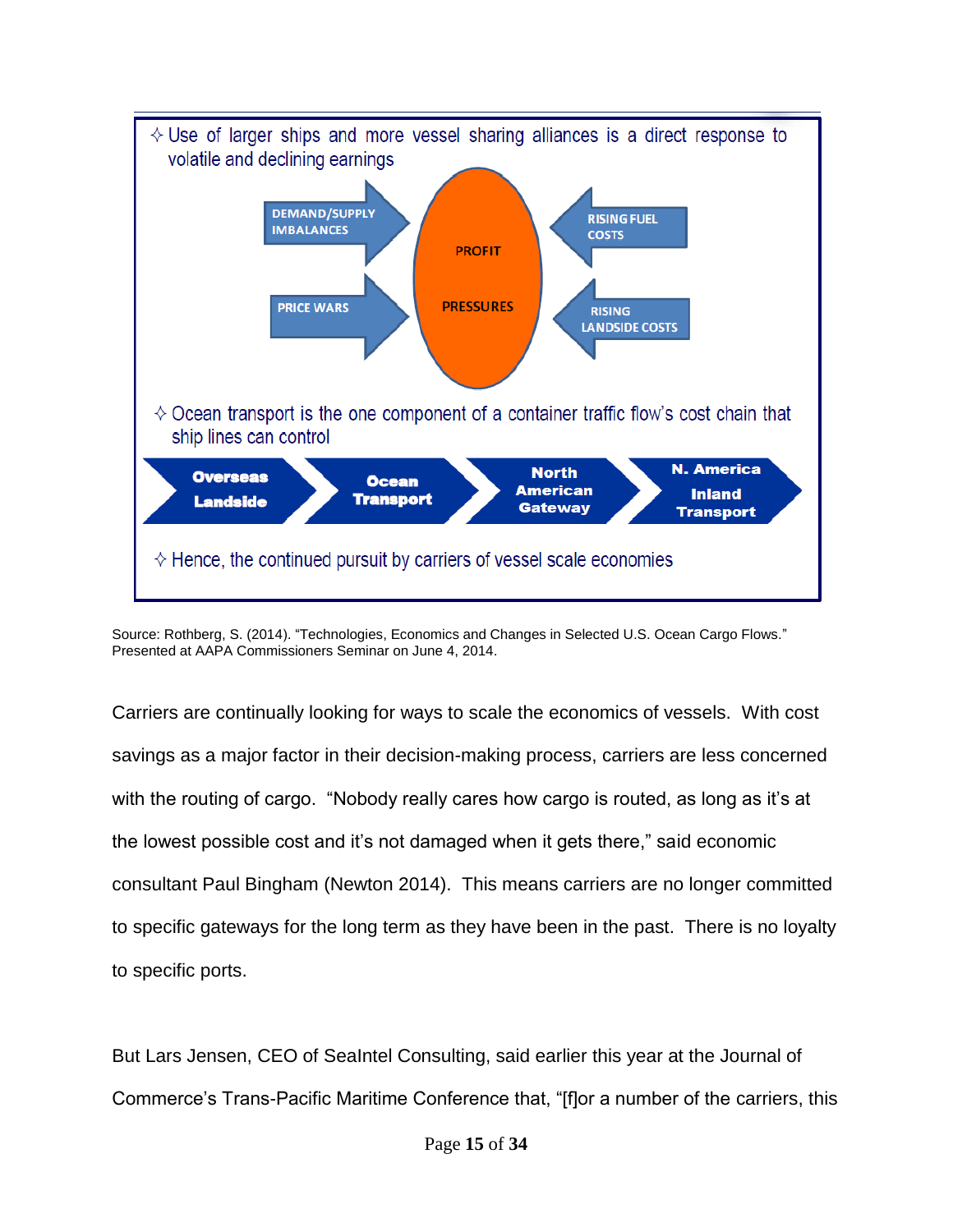✧ Use of larger ships and more vessel sharing alliances is a direct response to volatile and declining earnings

DEMAND/SUPPLY IMBALANCES

PRICE WARS

PROFIT PRESSURES

RISING FUEL COSTS

RISING LANDSIDE COSTS

✧ Ocean transport is the one component of a container traffic flow's cost chain that ship lines can control

Overseas Landside → Ocean Transport → North American Gateway → N. America Inland Transport

✧ Hence, the continued pursuit by carriers of vessel scale economies

Source: Rothberg, S. (2014). "Technologies, Economics and Changes in Selected U.S. Ocean Cargo Flows." Presented at AAPA Commissioners Seminar on June 4, 2014.

Carriers are continually looking for ways to scale the economics of vessels. With cost savings as a major factor in their decision-making process, carriers are less concerned with the routing of cargo. "Nobody really cares how cargo is routed, as long as it's at the lowest possible cost and it's not damaged when it gets there," said economic consultant Paul Bingham (Newton 2014). This means carriers are no longer committed to specific gateways for the long term as they have been in the past. There is no loyalty to specific ports.

But Lars Jensen, CEO of SeaIntel Consulting, said earlier this year at the Journal of Commerce's Trans-Pacific Maritime Conference that, "[f]or a number of the carriers, this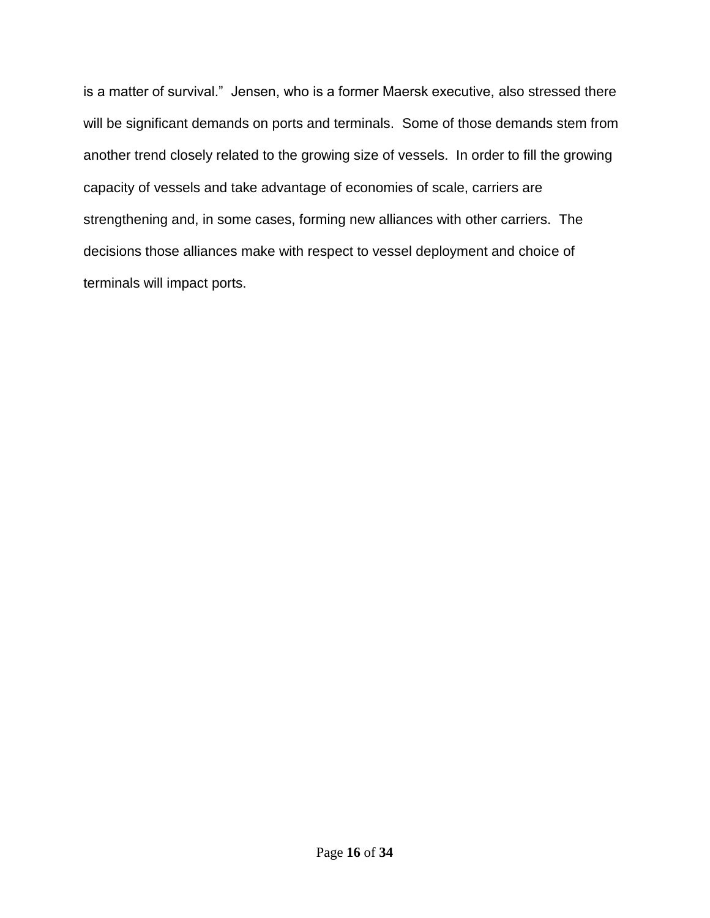is a matter of survival." Jensen, who is a former Maersk executive, also stressed there will be significant demands on ports and terminals. Some of those demands stem from another trend closely related to the growing size of vessels. In order to fill the growing capacity of vessels and take advantage of economies of scale, carriers are strengthening and, in some cases, forming new alliances with other carriers. The decisions those alliances make with respect to vessel deployment and choice of terminals will impact ports.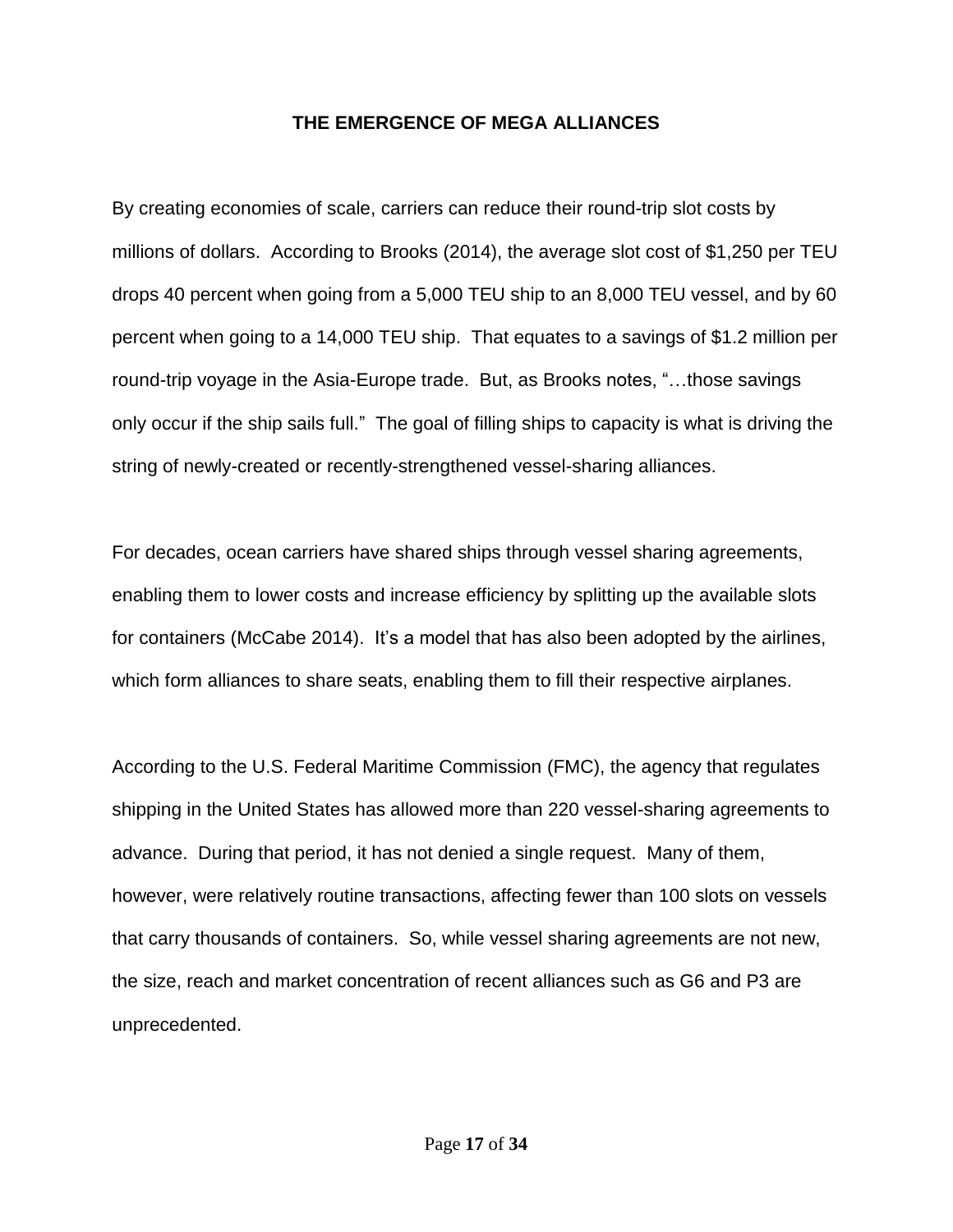## THE EMERGENCE OF MEGA ALLIANCES

By creating economies of scale, carriers can reduce their round-trip slot costs by millions of dollars. According to Brooks (2014), the average slot cost of $1,250 per TEU drops 40 percent when going from a 5,000 TEU ship to an 8,000 TEU vessel, and by 60 percent when going to a 14,000 TEU ship. That equates to a savings of $1.2 million per round-trip voyage in the Asia-Europe trade. But, as Brooks notes, "…those savings only occur if the ship sails full." The goal of filling ships to capacity is what is driving the string of newly-created or recently-strengthened vessel-sharing alliances.

For decades, ocean carriers have shared ships through vessel sharing agreements, enabling them to lower costs and increase efficiency by splitting up the available slots for containers (McCabe 2014). It's a model that has also been adopted by the airlines, which form alliances to share seats, enabling them to fill their respective airplanes.

According to the U.S. Federal Maritime Commission (FMC), the agency that regulates shipping in the United States has allowed more than 220 vessel-sharing agreements to advance. During that period, it has not denied a single request. Many of them, however, were relatively routine transactions, affecting fewer than 100 slots on vessels that carry thousands of containers. So, while vessel sharing agreements are not new, the size, reach and market concentration of recent alliances such as G6 and P3 are unprecedented.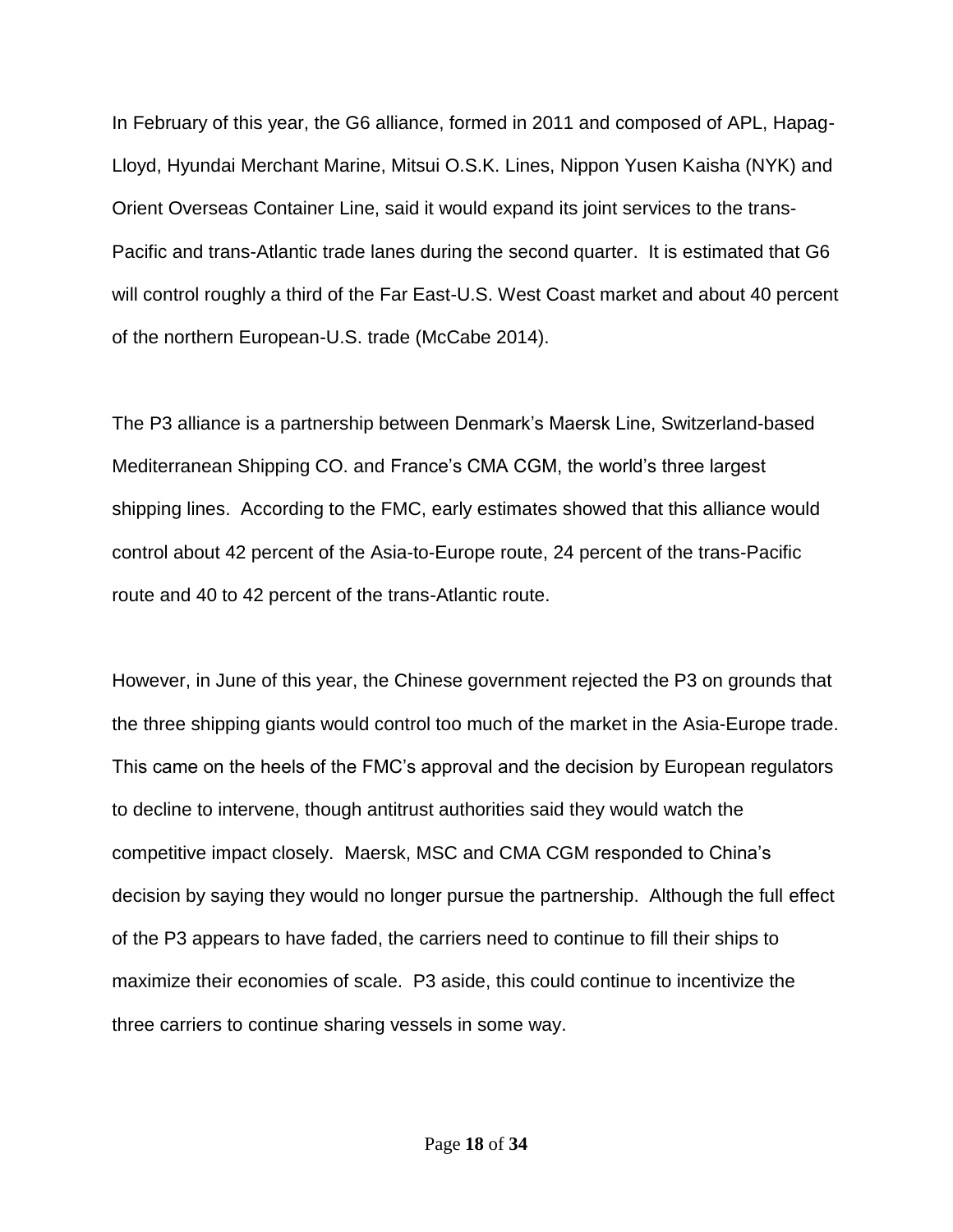In February of this year, the G6 alliance, formed in 2011 and composed of APL, Hapag-Lloyd, Hyundai Merchant Marine, Mitsui O.S.K. Lines, Nippon Yusen Kaisha (NYK) and Orient Overseas Container Line, said it would expand its joint services to the trans-Pacific and trans-Atlantic trade lanes during the second quarter. It is estimated that G6 will control roughly a third of the Far East-U.S. West Coast market and about 40 percent of the northern European-U.S. trade (McCabe 2014).

The P3 alliance is a partnership between Denmark's Maersk Line, Switzerland-based Mediterranean Shipping CO. and France's CMA CGM, the world's three largest shipping lines. According to the FMC, early estimates showed that this alliance would control about 42 percent of the Asia-to-Europe route, 24 percent of the trans-Pacific route and 40 to 42 percent of the trans-Atlantic route.

However, in June of this year, the Chinese government rejected the P3 on grounds that the three shipping giants would control too much of the market in the Asia-Europe trade. This came on the heels of the FMC's approval and the decision by European regulators to decline to intervene, though antitrust authorities said they would watch the competitive impact closely. Maersk, MSC and CMA CGM responded to China's decision by saying they would no longer pursue the partnership. Although the full effect of the P3 appears to have faded, the carriers need to continue to fill their ships to maximize their economies of scale. P3 aside, this could continue to incentivize the three carriers to continue sharing vessels in some way.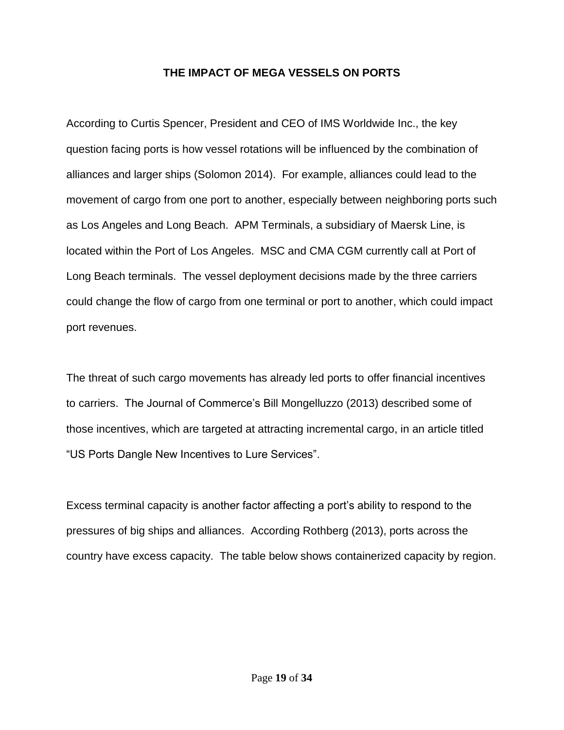# THE IMPACT OF MEGA VESSELS ON PORTS

According to Curtis Spencer, President and CEO of IMS Worldwide Inc., the key question facing ports is how vessel rotations will be influenced by the combination of alliances and larger ships (Solomon 2014). For example, alliances could lead to the movement of cargo from one port to another, especially between neighboring ports such as Los Angeles and Long Beach. APM Terminals, a subsidiary of Maersk Line, is located within the Port of Los Angeles. MSC and CMA CGM currently call at Port of Long Beach terminals. The vessel deployment decisions made by the three carriers could change the flow of cargo from one terminal or port to another, which could impact port revenues.

The threat of such cargo movements has already led ports to offer financial incentives to carriers. The Journal of Commerce's Bill Mongelluzzo (2013) described some of those incentives, which are targeted at attracting incremental cargo, in an article titled "US Ports Dangle New Incentives to Lure Services".

Excess terminal capacity is another factor affecting a port's ability to respond to the pressures of big ships and alliances. According Rothberg (2013), ports across the country have excess capacity. The table below shows containerized capacity by region.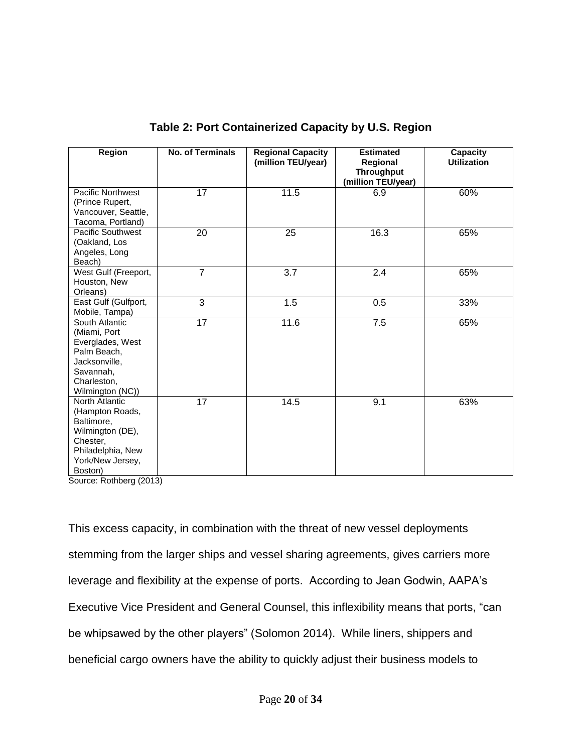**Table 2: Port Containerized Capacity by U.S. Region**

| Region | No. of Terminals | Regional Capacity (million TEU/year) | Estimated Regional Throughput (million TEU/year) | Capacity Utilization |
|---|---|---|---|---|
| Pacific Northwest (Prince Rupert, Vancouver, Seattle, Tacoma, Portland) | 17 | 11.5 | 6.9 | 60% |
| Pacific Southwest (Oakland, Los Angeles, Long Beach) | 20 | 25 | 16.3 | 65% |
| West Gulf (Freeport, Houston, New Orleans) | 7 | 3.7 | 2.4 | 65% |
| East Gulf (Gulfport, Mobile, Tampa) | 3 | 1.5 | 0.5 | 33% |
| South Atlantic (Miami, Port Everglades, West Palm Beach, Jacksonville, Savannah, Charleston, Wilmington (NC)) | 17 | 11.6 | 7.5 | 65% |
| North Atlantic (Hampton Roads, Baltimore, Wilmington (DE), Chester, Philadelphia, New York/New Jersey, Boston) | 17 | 14.5 | 9.1 | 63% |

Source: Rothberg (2013)

This excess capacity, in combination with the threat of new vessel deployments stemming from the larger ships and vessel sharing agreements, gives carriers more leverage and flexibility at the expense of ports. According to Jean Godwin, AAPA's Executive Vice President and General Counsel, this inflexibility means that ports, "can be whipsawed by the other players" (Solomon 2014). While liners, shippers and beneficial cargo owners have the ability to quickly adjust their business models to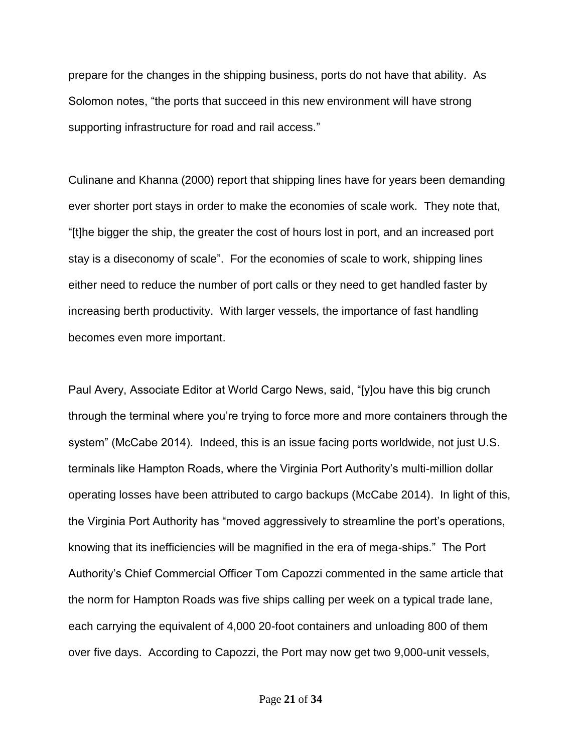prepare for the changes in the shipping business, ports do not have that ability. As Solomon notes, "the ports that succeed in this new environment will have strong supporting infrastructure for road and rail access."

Culinane and Khanna (2000) report that shipping lines have for years been demanding ever shorter port stays in order to make the economies of scale work. They note that, "[t]he bigger the ship, the greater the cost of hours lost in port, and an increased port stay is a diseconomy of scale". For the economies of scale to work, shipping lines either need to reduce the number of port calls or they need to get handled faster by increasing berth productivity. With larger vessels, the importance of fast handling becomes even more important.

Paul Avery, Associate Editor at World Cargo News, said, "[y]ou have this big crunch through the terminal where you're trying to force more and more containers through the system" (McCabe 2014). Indeed, this is an issue facing ports worldwide, not just U.S. terminals like Hampton Roads, where the Virginia Port Authority's multi-million dollar operating losses have been attributed to cargo backups (McCabe 2014). In light of this, the Virginia Port Authority has "moved aggressively to streamline the port's operations, knowing that its inefficiencies will be magnified in the era of mega-ships." The Port Authority's Chief Commercial Officer Tom Capozzi commented in the same article that the norm for Hampton Roads was five ships calling per week on a typical trade lane, each carrying the equivalent of 4,000 20-foot containers and unloading 800 of them over five days. According to Capozzi, the Port may now get two 9,000-unit vessels,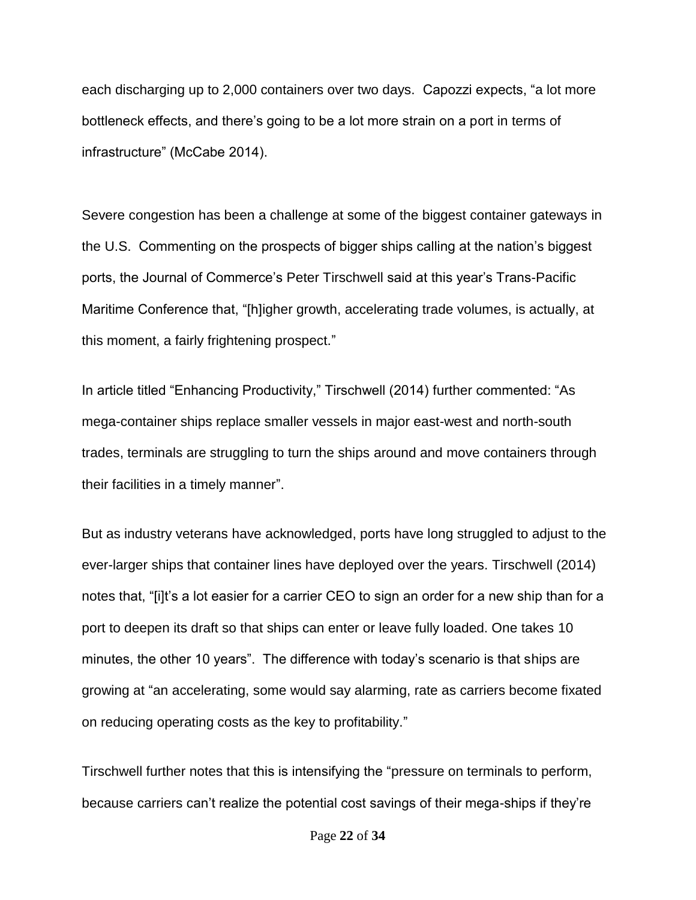each discharging up to 2,000 containers over two days. Capozzi expects, "a lot more bottleneck effects, and there's going to be a lot more strain on a port in terms of infrastructure" (McCabe 2014).

Severe congestion has been a challenge at some of the biggest container gateways in the U.S. Commenting on the prospects of bigger ships calling at the nation's biggest ports, the Journal of Commerce's Peter Tirschwell said at this year's Trans-Pacific Maritime Conference that, "[h]igher growth, accelerating trade volumes, is actually, at this moment, a fairly frightening prospect."

In article titled "Enhancing Productivity," Tirschwell (2014) further commented: "As mega-container ships replace smaller vessels in major east-west and north-south trades, terminals are struggling to turn the ships around and move containers through their facilities in a timely manner".

But as industry veterans have acknowledged, ports have long struggled to adjust to the ever-larger ships that container lines have deployed over the years. Tirschwell (2014) notes that, "[i]t's a lot easier for a carrier CEO to sign an order for a new ship than for a port to deepen its draft so that ships can enter or leave fully loaded. One takes 10 minutes, the other 10 years". The difference with today's scenario is that ships are growing at "an accelerating, some would say alarming, rate as carriers become fixated on reducing operating costs as the key to profitability."

Tirschwell further notes that this is intensifying the "pressure on terminals to perform, because carriers can't realize the potential cost savings of their mega-ships if they're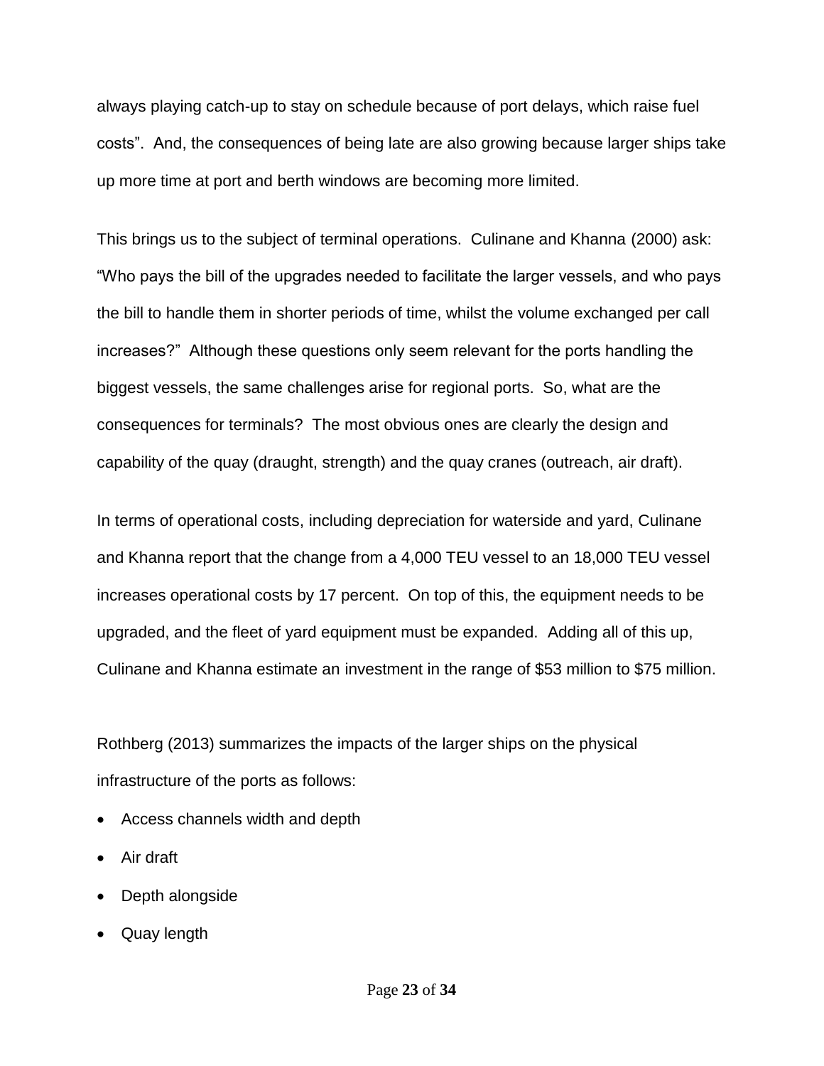always playing catch-up to stay on schedule because of port delays, which raise fuel costs". And, the consequences of being late are also growing because larger ships take up more time at port and berth windows are becoming more limited.

This brings us to the subject of terminal operations. Culinane and Khanna (2000) ask: "Who pays the bill of the upgrades needed to facilitate the larger vessels, and who pays the bill to handle them in shorter periods of time, whilst the volume exchanged per call increases?" Although these questions only seem relevant for the ports handling the biggest vessels, the same challenges arise for regional ports. So, what are the consequences for terminals? The most obvious ones are clearly the design and capability of the quay (draught, strength) and the quay cranes (outreach, air draft).

In terms of operational costs, including depreciation for waterside and yard, Culinane and Khanna report that the change from a 4,000 TEU vessel to an 18,000 TEU vessel increases operational costs by 17 percent. On top of this, the equipment needs to be upgraded, and the fleet of yard equipment must be expanded. Adding all of this up, Culinane and Khanna estimate an investment in the range of $53 million to $75 million.

Rothberg (2013) summarizes the impacts of the larger ships on the physical infrastructure of the ports as follows:

- Access channels width and depth
- Air draft
- Depth alongside
- Quay length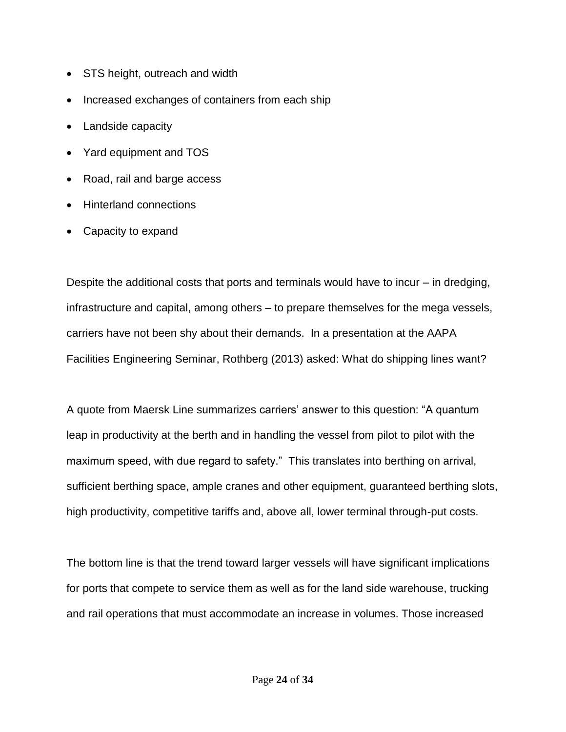- STS height, outreach and width
- Increased exchanges of containers from each ship
- Landside capacity
- Yard equipment and TOS
- Road, rail and barge access
- Hinterland connections
- Capacity to expand

Despite the additional costs that ports and terminals would have to incur – in dredging, infrastructure and capital, among others – to prepare themselves for the mega vessels, carriers have not been shy about their demands. In a presentation at the AAPA Facilities Engineering Seminar, Rothberg (2013) asked: What do shipping lines want?

A quote from Maersk Line summarizes carriers' answer to this question: "A quantum leap in productivity at the berth and in handling the vessel from pilot to pilot with the maximum speed, with due regard to safety." This translates into berthing on arrival, sufficient berthing space, ample cranes and other equipment, guaranteed berthing slots, high productivity, competitive tariffs and, above all, lower terminal through-put costs.

The bottom line is that the trend toward larger vessels will have significant implications for ports that compete to service them as well as for the land side warehouse, trucking and rail operations that must accommodate an increase in volumes. Those increased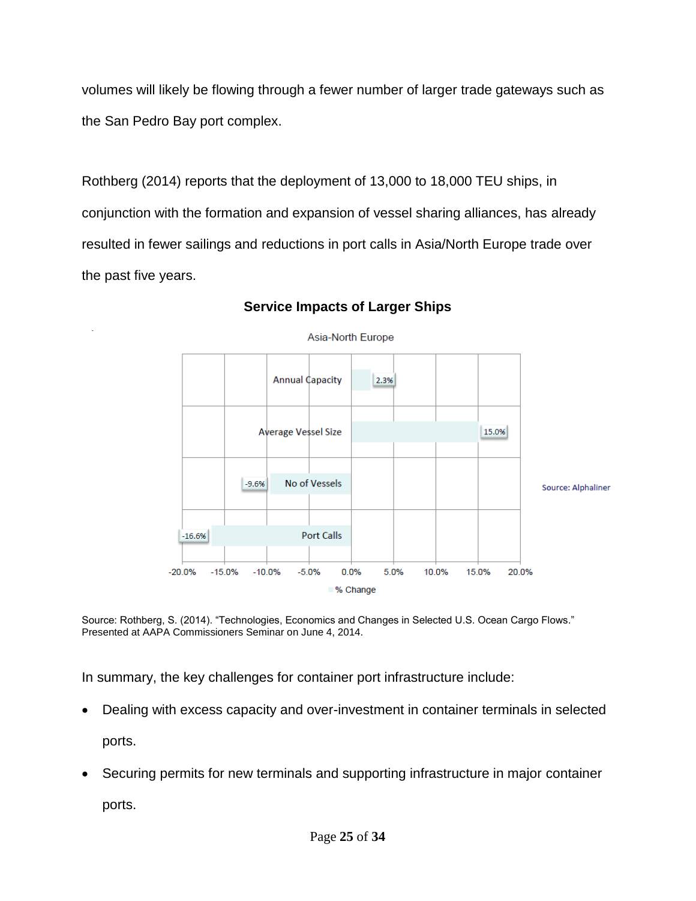volumes will likely be flowing through a fewer number of larger trade gateways such as the San Pedro Bay port complex.

Rothberg (2014) reports that the deployment of 13,000 to 18,000 TEU ships, in conjunction with the formation and expansion of vessel sharing alliances, has already resulted in fewer sailings and reductions in port calls in Asia/North Europe trade over the past five years.

**Service Impacts of Larger Ships**

Asia-North Europe

| | % Change |
|---|---|
| Annual Capacity | 2.3% |
| Average Vessel Size | 15.0% |
| No of Vessels | -9.6% |
| Port Calls | -16.6% |

Source: Alphaliner

Source: Rothberg, S. (2014). "Technologies, Economics and Changes in Selected U.S. Ocean Cargo Flows." Presented at AAPA Commissioners Seminar on June 4, 2014.

In summary, the key challenges for container port infrastructure include:

- Dealing with excess capacity and over-investment in container terminals in selected ports.
- Securing permits for new terminals and supporting infrastructure in major container ports.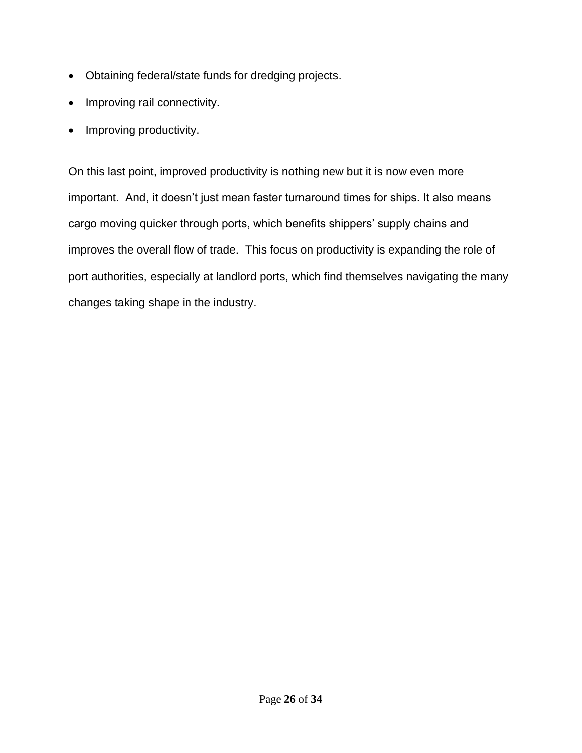- Obtaining federal/state funds for dredging projects.
- Improving rail connectivity.
- Improving productivity.

On this last point, improved productivity is nothing new but it is now even more important. And, it doesn't just mean faster turnaround times for ships. It also means cargo moving quicker through ports, which benefits shippers' supply chains and improves the overall flow of trade. This focus on productivity is expanding the role of port authorities, especially at landlord ports, which find themselves navigating the many changes taking shape in the industry.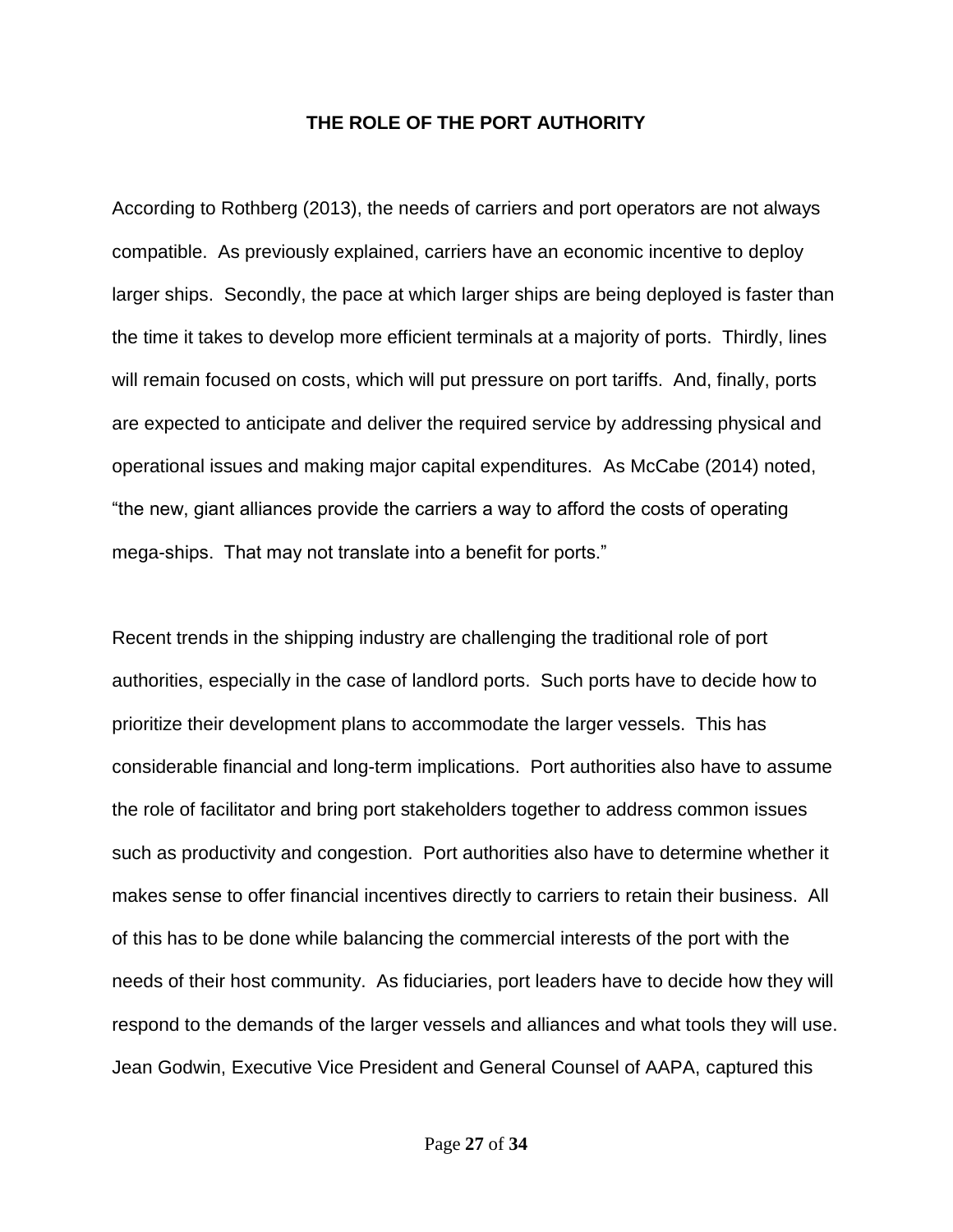## THE ROLE OF THE PORT AUTHORITY

According to Rothberg (2013), the needs of carriers and port operators are not always compatible. As previously explained, carriers have an economic incentive to deploy larger ships. Secondly, the pace at which larger ships are being deployed is faster than the time it takes to develop more efficient terminals at a majority of ports. Thirdly, lines will remain focused on costs, which will put pressure on port tariffs. And, finally, ports are expected to anticipate and deliver the required service by addressing physical and operational issues and making major capital expenditures. As McCabe (2014) noted, "the new, giant alliances provide the carriers a way to afford the costs of operating mega-ships. That may not translate into a benefit for ports."

Recent trends in the shipping industry are challenging the traditional role of port authorities, especially in the case of landlord ports. Such ports have to decide how to prioritize their development plans to accommodate the larger vessels. This has considerable financial and long-term implications. Port authorities also have to assume the role of facilitator and bring port stakeholders together to address common issues such as productivity and congestion. Port authorities also have to determine whether it makes sense to offer financial incentives directly to carriers to retain their business. All of this has to be done while balancing the commercial interests of the port with the needs of their host community. As fiduciaries, port leaders have to decide how they will respond to the demands of the larger vessels and alliances and what tools they will use. Jean Godwin, Executive Vice President and General Counsel of AAPA, captured this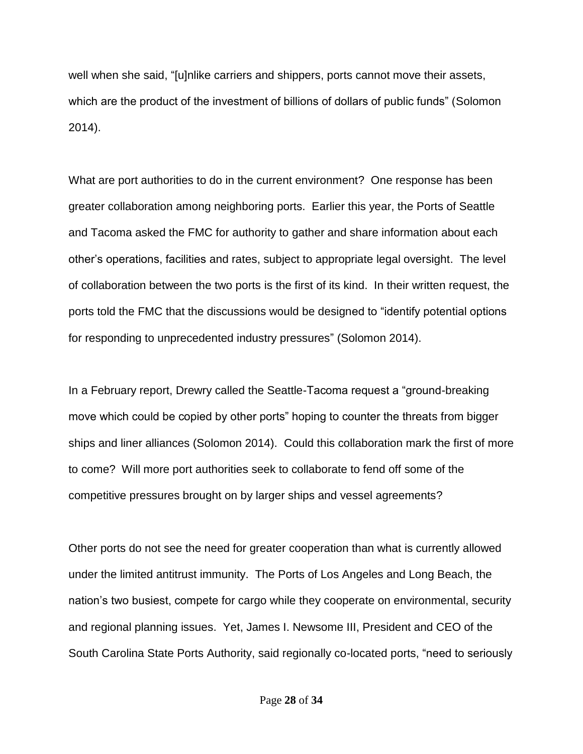well when she said, "[u]nlike carriers and shippers, ports cannot move their assets, which are the product of the investment of billions of dollars of public funds" (Solomon 2014).

What are port authorities to do in the current environment? One response has been greater collaboration among neighboring ports. Earlier this year, the Ports of Seattle and Tacoma asked the FMC for authority to gather and share information about each other's operations, facilities and rates, subject to appropriate legal oversight. The level of collaboration between the two ports is the first of its kind. In their written request, the ports told the FMC that the discussions would be designed to "identify potential options for responding to unprecedented industry pressures" (Solomon 2014).

In a February report, Drewry called the Seattle-Tacoma request a "ground-breaking move which could be copied by other ports" hoping to counter the threats from bigger ships and liner alliances (Solomon 2014). Could this collaboration mark the first of more to come? Will more port authorities seek to collaborate to fend off some of the competitive pressures brought on by larger ships and vessel agreements?

Other ports do not see the need for greater cooperation than what is currently allowed under the limited antitrust immunity. The Ports of Los Angeles and Long Beach, the nation's two busiest, compete for cargo while they cooperate on environmental, security and regional planning issues. Yet, James I. Newsome III, President and CEO of the South Carolina State Ports Authority, said regionally co-located ports, "need to seriously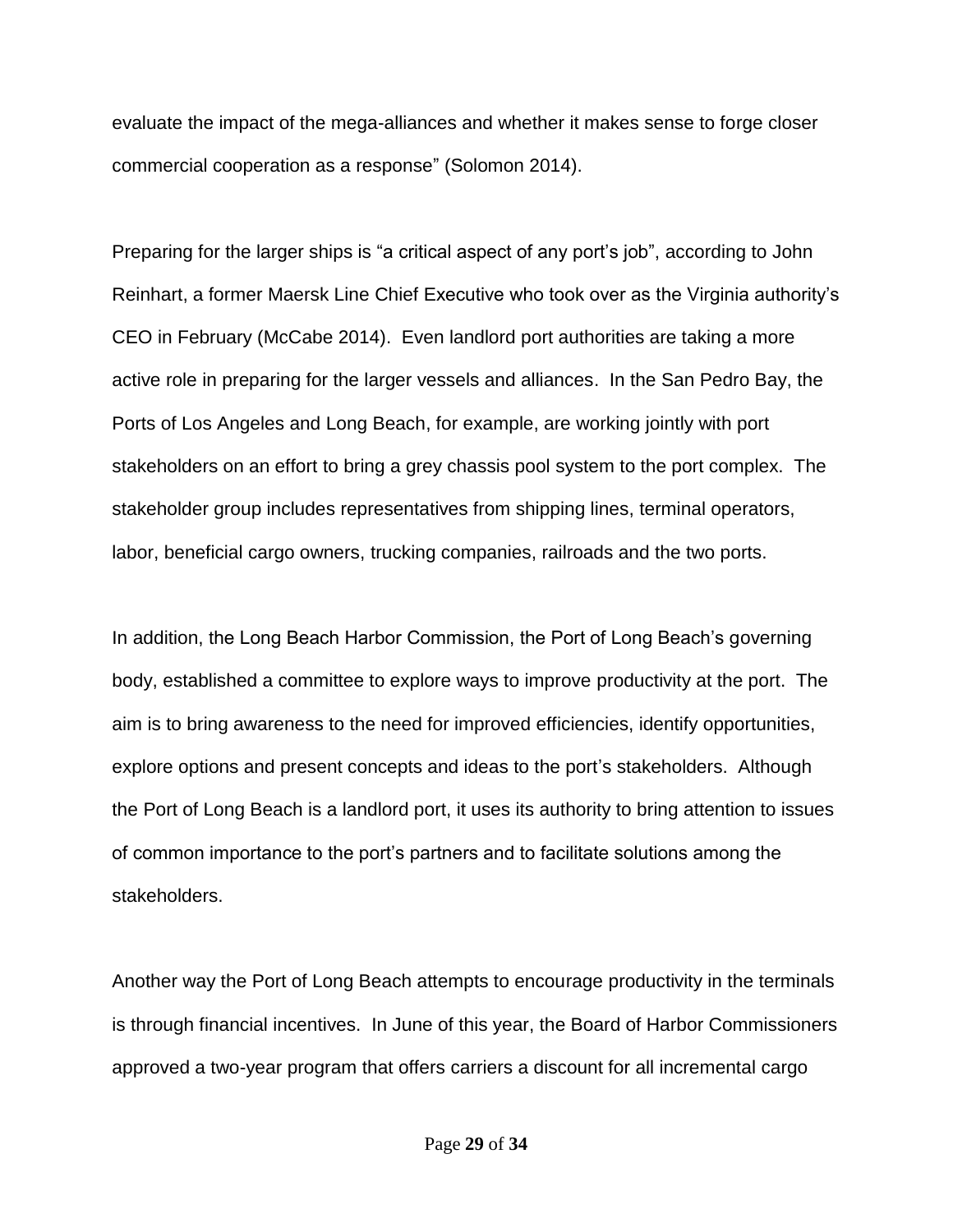evaluate the impact of the mega-alliances and whether it makes sense to forge closer commercial cooperation as a response" (Solomon 2014).

Preparing for the larger ships is "a critical aspect of any port's job", according to John Reinhart, a former Maersk Line Chief Executive who took over as the Virginia authority's CEO in February (McCabe 2014). Even landlord port authorities are taking a more active role in preparing for the larger vessels and alliances. In the San Pedro Bay, the Ports of Los Angeles and Long Beach, for example, are working jointly with port stakeholders on an effort to bring a grey chassis pool system to the port complex. The stakeholder group includes representatives from shipping lines, terminal operators, labor, beneficial cargo owners, trucking companies, railroads and the two ports.

In addition, the Long Beach Harbor Commission, the Port of Long Beach's governing body, established a committee to explore ways to improve productivity at the port. The aim is to bring awareness to the need for improved efficiencies, identify opportunities, explore options and present concepts and ideas to the port's stakeholders. Although the Port of Long Beach is a landlord port, it uses its authority to bring attention to issues of common importance to the port's partners and to facilitate solutions among the stakeholders.

Another way the Port of Long Beach attempts to encourage productivity in the terminals is through financial incentives. In June of this year, the Board of Harbor Commissioners approved a two-year program that offers carriers a discount for all incremental cargo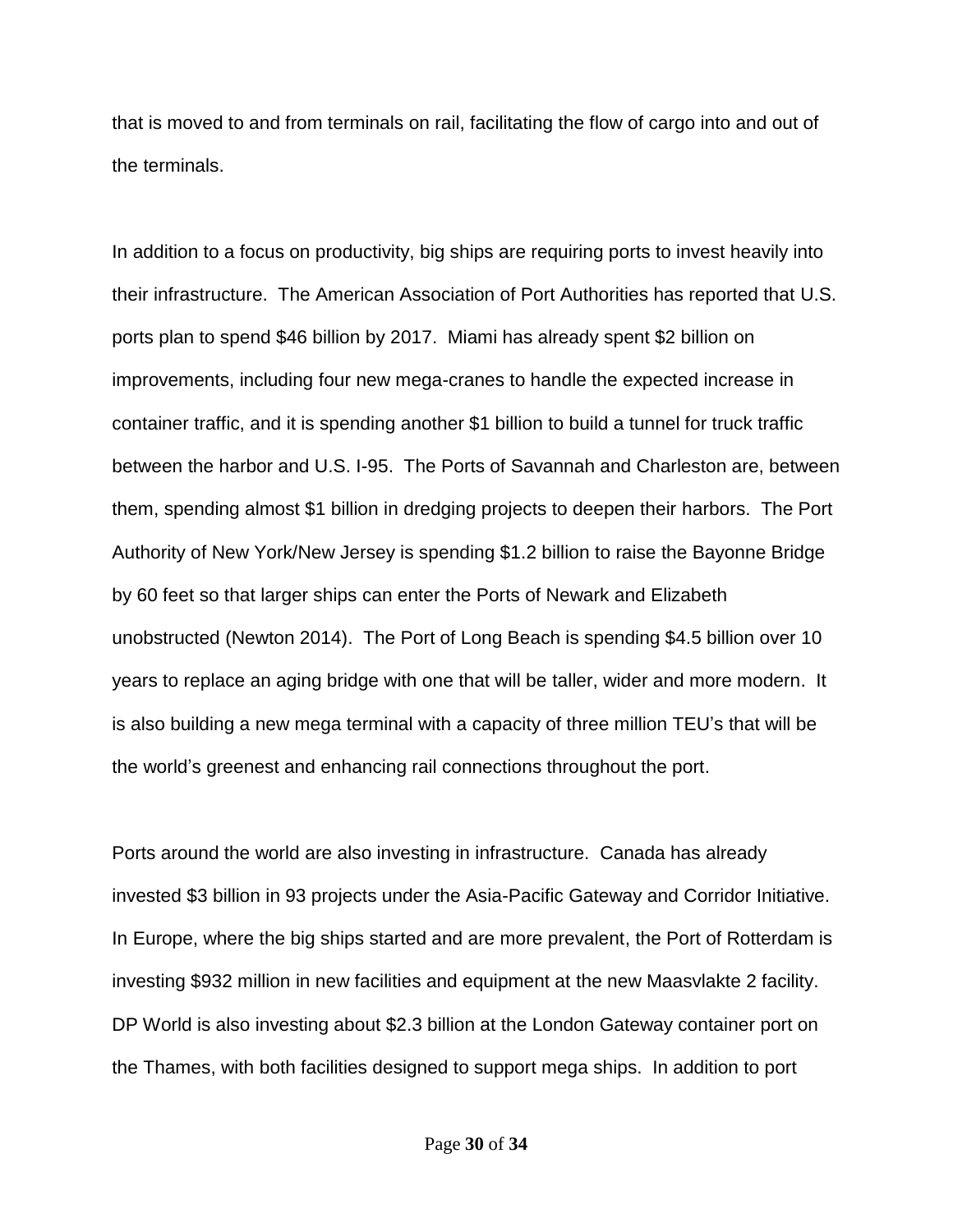that is moved to and from terminals on rail, facilitating the flow of cargo into and out of the terminals.

In addition to a focus on productivity, big ships are requiring ports to invest heavily into their infrastructure. The American Association of Port Authorities has reported that U.S. ports plan to spend $46 billion by 2017. Miami has already spent $2 billion on improvements, including four new mega-cranes to handle the expected increase in container traffic, and it is spending another $1 billion to build a tunnel for truck traffic between the harbor and U.S. I-95. The Ports of Savannah and Charleston are, between them, spending almost $1 billion in dredging projects to deepen their harbors. The Port Authority of New York/New Jersey is spending $1.2 billion to raise the Bayonne Bridge by 60 feet so that larger ships can enter the Ports of Newark and Elizabeth unobstructed (Newton 2014). The Port of Long Beach is spending $4.5 billion over 10 years to replace an aging bridge with one that will be taller, wider and more modern. It is also building a new mega terminal with a capacity of three million TEU's that will be the world's greenest and enhancing rail connections throughout the port.

Ports around the world are also investing in infrastructure. Canada has already invested $3 billion in 93 projects under the Asia-Pacific Gateway and Corridor Initiative. In Europe, where the big ships started and are more prevalent, the Port of Rotterdam is investing $932 million in new facilities and equipment at the new Maasvlakte 2 facility. DP World is also investing about $2.3 billion at the London Gateway container port on the Thames, with both facilities designed to support mega ships. In addition to port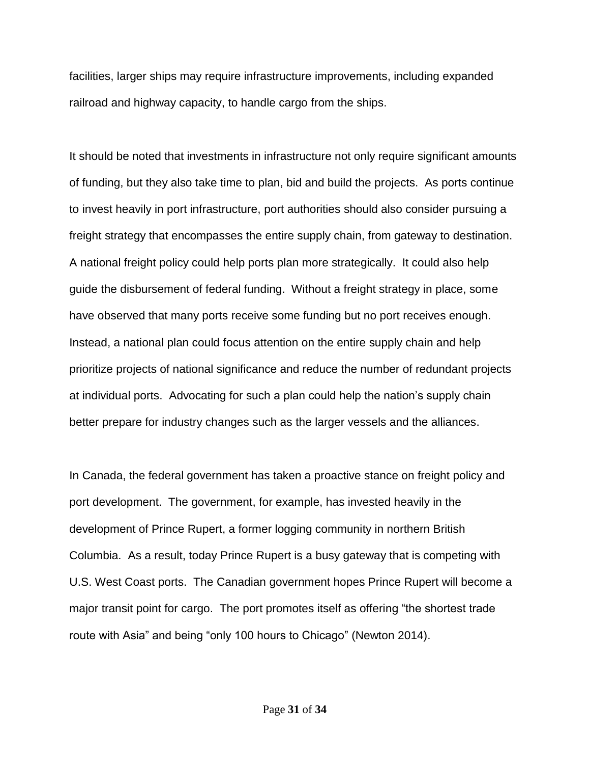facilities, larger ships may require infrastructure improvements, including expanded railroad and highway capacity, to handle cargo from the ships.

It should be noted that investments in infrastructure not only require significant amounts of funding, but they also take time to plan, bid and build the projects. As ports continue to invest heavily in port infrastructure, port authorities should also consider pursuing a freight strategy that encompasses the entire supply chain, from gateway to destination. A national freight policy could help ports plan more strategically. It could also help guide the disbursement of federal funding. Without a freight strategy in place, some have observed that many ports receive some funding but no port receives enough. Instead, a national plan could focus attention on the entire supply chain and help prioritize projects of national significance and reduce the number of redundant projects at individual ports. Advocating for such a plan could help the nation's supply chain better prepare for industry changes such as the larger vessels and the alliances.

In Canada, the federal government has taken a proactive stance on freight policy and port development. The government, for example, has invested heavily in the development of Prince Rupert, a former logging community in northern British Columbia. As a result, today Prince Rupert is a busy gateway that is competing with U.S. West Coast ports. The Canadian government hopes Prince Rupert will become a major transit point for cargo. The port promotes itself as offering "the shortest trade route with Asia" and being "only 100 hours to Chicago" (Newton 2014).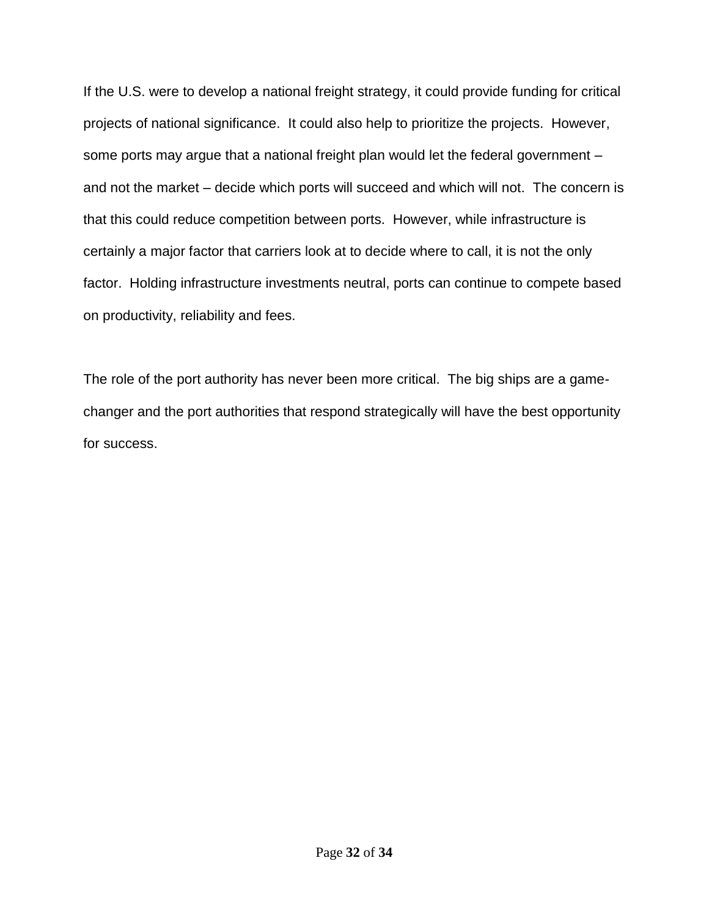If the U.S. were to develop a national freight strategy, it could provide funding for critical projects of national significance. It could also help to prioritize the projects. However, some ports may argue that a national freight plan would let the federal government – and not the market – decide which ports will succeed and which will not. The concern is that this could reduce competition between ports. However, while infrastructure is certainly a major factor that carriers look at to decide where to call, it is not the only factor. Holding infrastructure investments neutral, ports can continue to compete based on productivity, reliability and fees.

The role of the port authority has never been more critical. The big ships are a game-changer and the port authorities that respond strategically will have the best opportunity for success.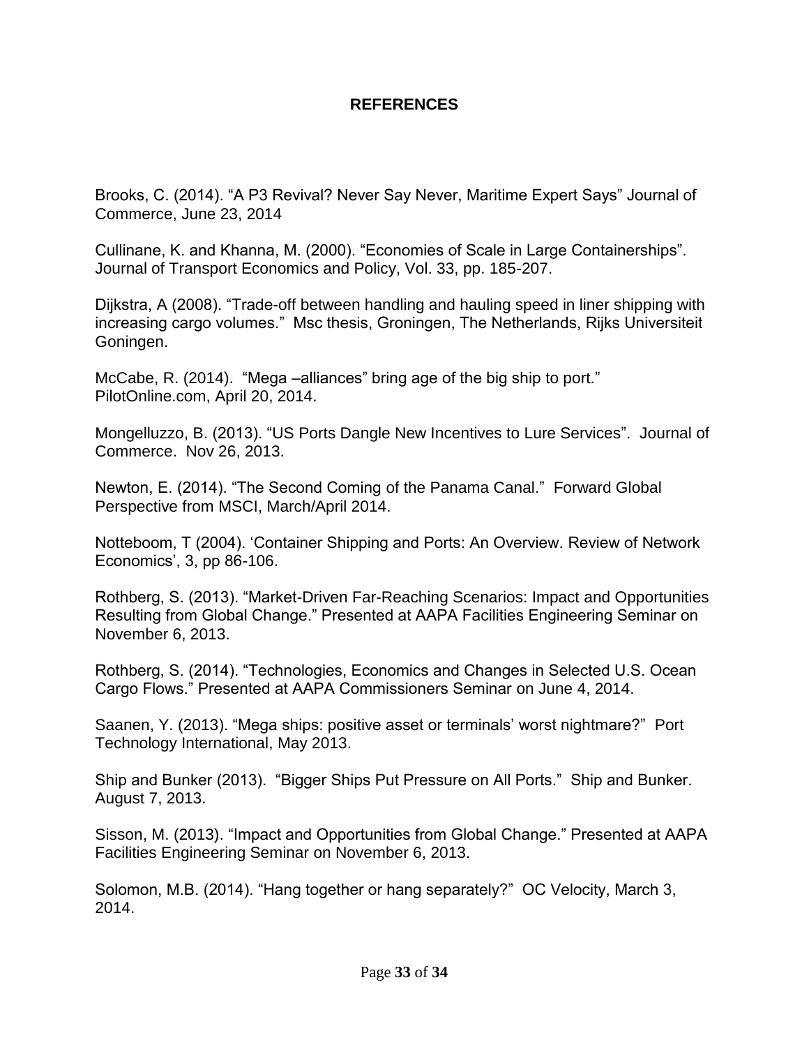# REFERENCES

Brooks, C. (2014). “A P3 Revival? Never Say Never, Maritime Expert Says” Journal of Commerce, June 23, 2014

Cullinane, K. and Khanna, M. (2000). “Economies of Scale in Large Containerships”. Journal of Transport Economics and Policy, Vol. 33, pp. 185-207.

Dijkstra, A (2008). “Trade-off between handling and hauling speed in liner shipping with increasing cargo volumes.” Msc thesis, Groningen, The Netherlands, Rijks Universiteit Goningen.

McCabe, R. (2014). “Mega –alliances” bring age of the big ship to port.” PilotOnline.com, April 20, 2014.

Mongelluzzo, B. (2013). “US Ports Dangle New Incentives to Lure Services”. Journal of Commerce. Nov 26, 2013.

Newton, E. (2014). “The Second Coming of the Panama Canal.” Forward Global Perspective from MSCI, March/April 2014.

Notteboom, T (2004). ‘Container Shipping and Ports: An Overview. Review of Network Economics’, 3, pp 86-106.

Rothberg, S. (2013). “Market-Driven Far-Reaching Scenarios: Impact and Opportunities Resulting from Global Change.” Presented at AAPA Facilities Engineering Seminar on November 6, 2013.

Rothberg, S. (2014). “Technologies, Economics and Changes in Selected U.S. Ocean Cargo Flows.” Presented at AAPA Commissioners Seminar on June 4, 2014.

Saanen, Y. (2013). “Mega ships: positive asset or terminals’ worst nightmare?” Port Technology International, May 2013.

Ship and Bunker (2013). “Bigger Ships Put Pressure on All Ports.” Ship and Bunker. August 7, 2013.

Sisson, M. (2013). “Impact and Opportunities from Global Change.” Presented at AAPA Facilities Engineering Seminar on November 6, 2013.

Solomon, M.B. (2014). “Hang together or hang separately?” OC Velocity, March 3, 2014.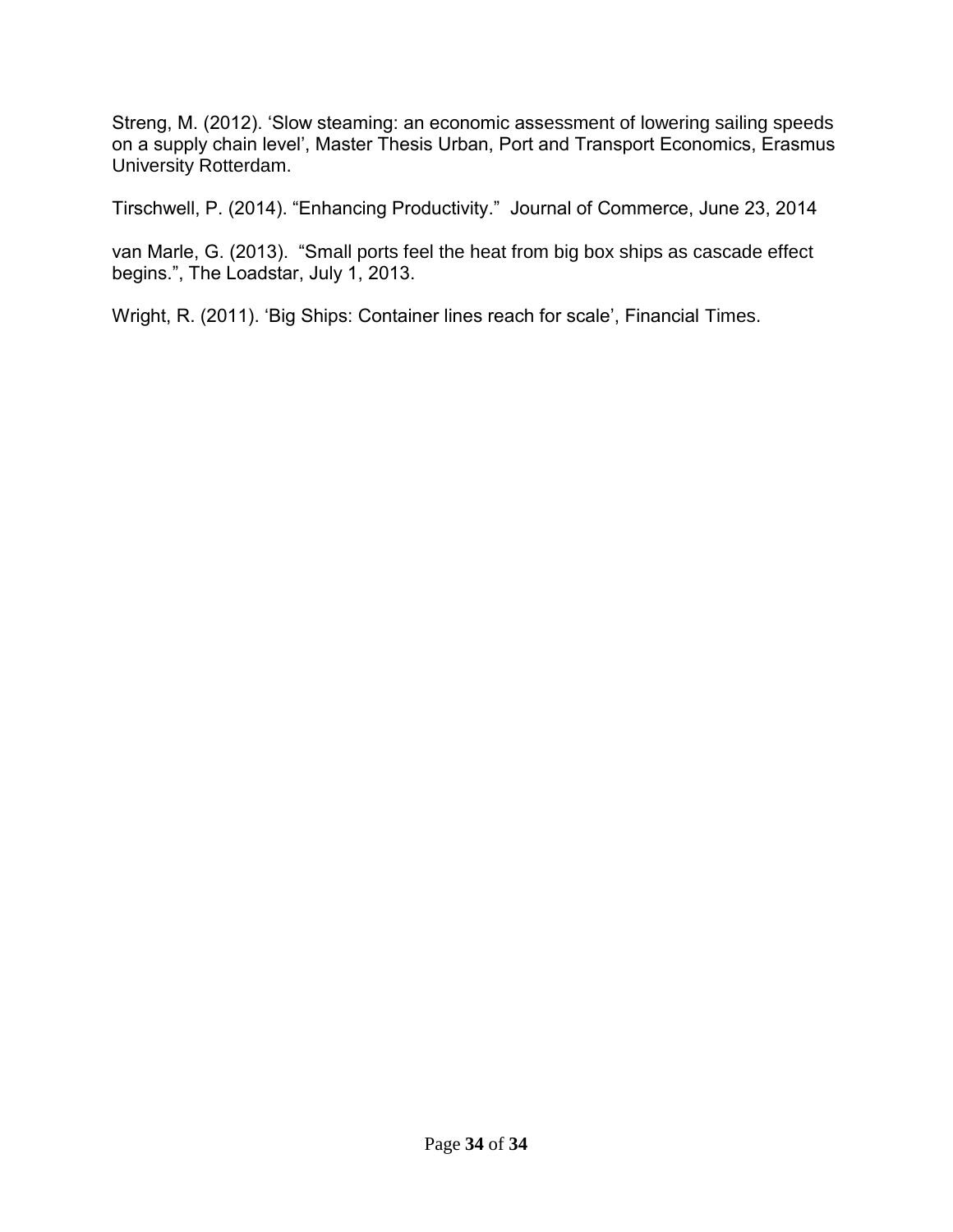Streng, M. (2012). ‘Slow steaming: an economic assessment of lowering sailing speeds on a supply chain level’, Master Thesis Urban, Port and Transport Economics, Erasmus University Rotterdam.

Tirschwell, P. (2014). “Enhancing Productivity.” Journal of Commerce, June 23, 2014

van Marle, G. (2013). “Small ports feel the heat from big box ships as cascade effect begins.”, The Loadstar, July 1, 2013.

Wright, R. (2011). ‘Big Ships: Container lines reach for scale’, Financial Times.